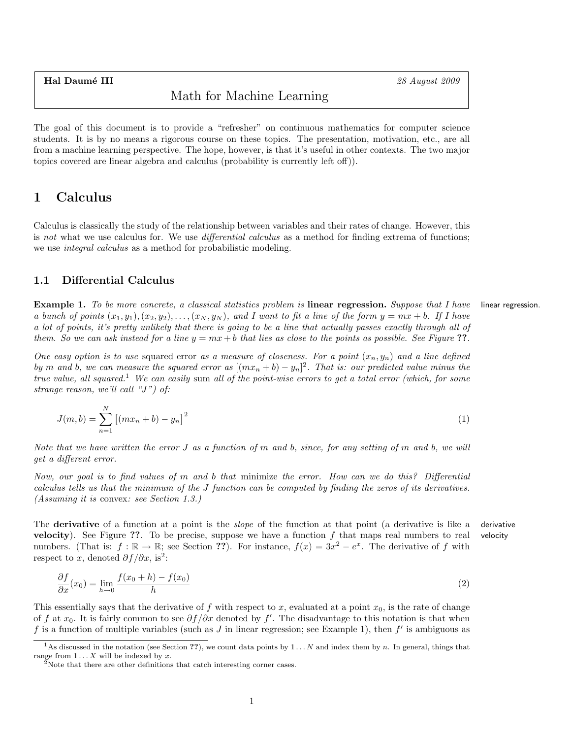**Hal Daumé III** *28 August 2009*

# Math for Machine Learning

The goal of this document is to provide a "refresher" on continuous mathematics for computer science students. It is by no means a rigorous course on these topics. The presentation, motivation, etc., are all from a machine learning perspective. The hope, however, is that it's useful in other contexts. The two major topics covered are linear algebra and calculus (probability is currently left off)).

## 1 Calculus

Calculus is classically the study of the relationship between variables and their rates of change. However, this is *not* what we use calculus for. We use *differential calculus* as a method for finding extrema of functions; we use *integral calculus* as a method for probabilistic modeling.

### 1.1 Differential Calculus

linear regression.

**Example 1.** *To be more concrete, a classical statistics problem is* **linear regression.** *Suppose that I have a bunch of points* $(x_1, y_1), (x_2, y_2), \ldots, (x_N, y_N)$*, and I want to fit a line of the form* $y = mx + b$*. If I have a lot of points, it's pretty unlikely that there is going to be a line that actually passes exactly through all of them. So we can ask instead for a line* $y = mx + b$ *that lies as close to the points as possible. See Figure* **??**.

*One easy option is to use* squared error *as a measure of closeness. For a point* $(x_n, y_n)$ *and a line defined by* $m$ *and* $b$*, we can measure the squared error as* $[(mx_n + b) - y_n]^2$*. That is: our predicted value minus the true value, all squared.*[1] *We can easily* sum *all of the point-wise errors to get a total error (which, for some strange reason, we'll call "J") of:*

$$J(m, b) = \sum_{n=1}^{N} \left[ (mx_n + b) - y_n \right]^2 \tag{1}$$

*Note that we have written the error* $J$ *as a function of* $m$ *and* $b$*, since, for any setting of* $m$ *and* $b$*, we will get a different error.*

*Now, our goal is to find values of* $m$ *and* $b$ *that* minimize *the error. How can we do this? Differential calculus tells us that the minimum of the* $J$ *function can be computed by finding the zeros of its derivatives. (Assuming it is* convex*: see Section 1.3.)*

derivative velocity

The **derivative** of a function at a point is the *slope* of the function at that point (a derivative is like a **velocity**). See Figure **??**. To be precise, suppose we have a function $f$ that maps real numbers to real numbers. (That is: $f : \mathbb{R} \to \mathbb{R}$; see Section **??**). For instance, $f(x) = 3x^2 - e^x$. The derivative of $f$ with respect to $x$, denoted $\partial f / \partial x$, is[2]:

$$\frac{\partial f}{\partial x}(x_0) = \lim_{h \to 0} \frac{f(x_0 + h) - f(x_0)}{h} \tag{2}$$

This essentially says that the derivative of $f$ with respect to $x$, evaluated at a point $x_0$, is the rate of change of $f$ at $x_0$. It is fairly common to see $\partial f / \partial x$ denoted by $f'$. The disadvantage to this notation is that when $f$ is a function of multiple variables (such as $J$ in linear regression; see Example 1), then $f'$ is ambiguous as

[1] As discussed in the notation (see Section **??**), we count data points by $1 \ldots N$ and index them by $n$. In general, things that range from $1 \ldots X$ will be indexed by $x$.

[2] Note that there are other definitions that catch interesting corner cases.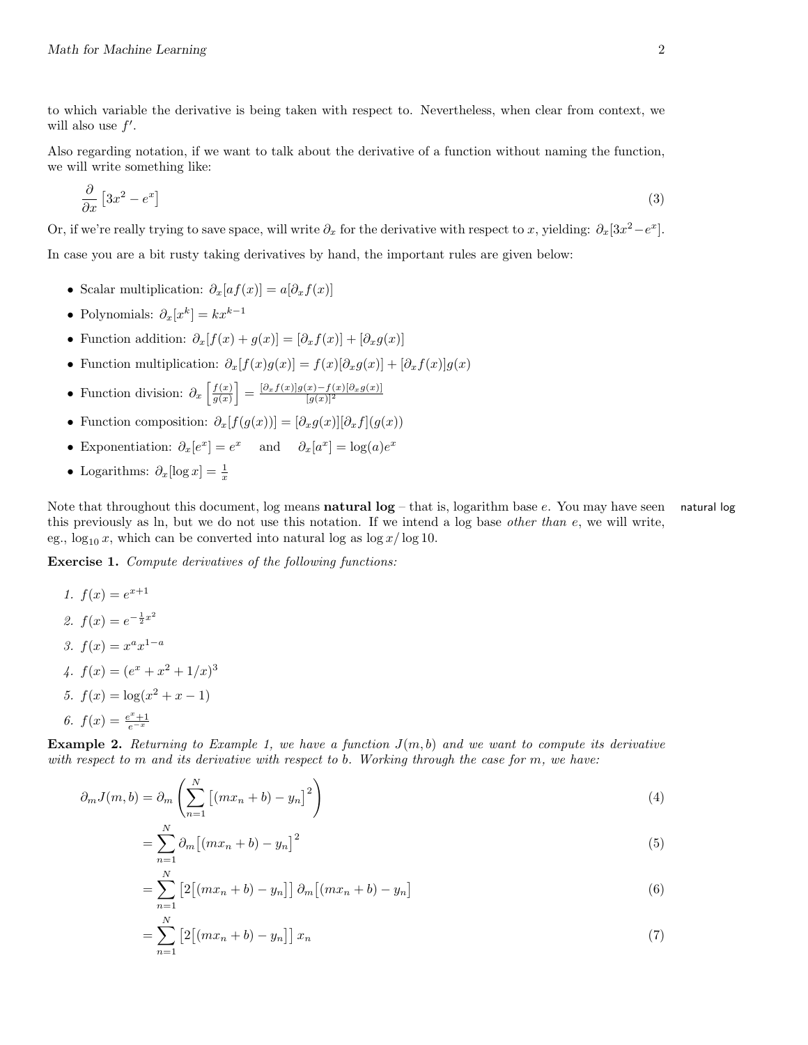to which variable the derivative is being taken with respect to. Nevertheless, when clear from context, we will also use $f'$.

Also regarding notation, if we want to talk about the derivative of a function without naming the function, we will write something like:

$$\frac{\partial}{\partial x}\left[3x^2 - e^x\right] \tag{3}$$

Or, if we're really trying to save space, will write $\partial_x$ for the derivative with respect to $x$, yielding: $\partial_x[3x^2 - e^x]$.

In case you are a bit rusty taking derivatives by hand, the important rules are given below:

- Scalar multiplication: $\partial_x[af(x)] = a[\partial_x f(x)]$
- Polynomials: $\partial_x[x^k] = kx^{k-1}$
- Function addition: $\partial_x[f(x) + g(x)] = [\partial_x f(x)] + [\partial_x g(x)]$
- Function multiplication: $\partial_x[f(x)g(x)] = f(x)[\partial_x g(x)] + [\partial_x f(x)]g(x)$
- Function division: $\partial_x\left[\frac{f(x)}{g(x)}\right] = \frac{[\partial_x f(x)]g(x) - f(x)[\partial_x g(x)]}{[g(x)]^2}$
- Function composition: $\partial_x[f(g(x))] = [\partial_x g(x)][\partial_x f](g(x))$
- Exponentiation: $\partial_x[e^x] = e^x \quad$ and $\quad \partial_x[a^x] = \log(a)e^x$
- Logarithms: $\partial_x[\log x] = \frac{1}{x}$

Note that throughout this document, log means **natural log** – that is, logarithm base $e$. You may have seen this previously as ln, but we do not use this notation. If we intend a log base *other than* $e$, we will write, eg., $\log_{10} x$, which can be converted into natural log as $\log x / \log 10$.

natural log

**Exercise 1.** *Compute derivatives of the following functions:*

1. $f(x) = e^{x+1}$
2. $f(x) = e^{-\frac{1}{2}x^2}$
3. $f(x) = x^a x^{1-a}$
4. $f(x) = (e^x + x^2 + 1/x)^3$
5. $f(x) = \log(x^2 + x - 1)$
6. $f(x) = \frac{e^x + 1}{e^{-x}}$

**Example 2.** *Returning to Example 1, we have a function $J(m, b)$ and we want to compute its derivative with respect to $m$ and its derivative with respect to $b$. Working through the case for $m$, we have:*

$$\partial_m J(m, b) = \partial_m \left( \sum_{n=1}^{N} \left[(mx_n + b) - y_n\right]^2 \right) \tag{4}$$

$$= \sum_{n=1}^{N} \partial_m \left[(mx_n + b) - y_n\right]^2 \tag{5}$$

$$= \sum_{n=1}^{N} \left[2\left[(mx_n + b) - y_n\right]\right] \partial_m \left[(mx_n + b) - y_n\right] \tag{6}$$

$$= \sum_{n=1}^{N} \left[2\left[(mx_n + b) - y_n\right]\right] x_n \tag{7}$$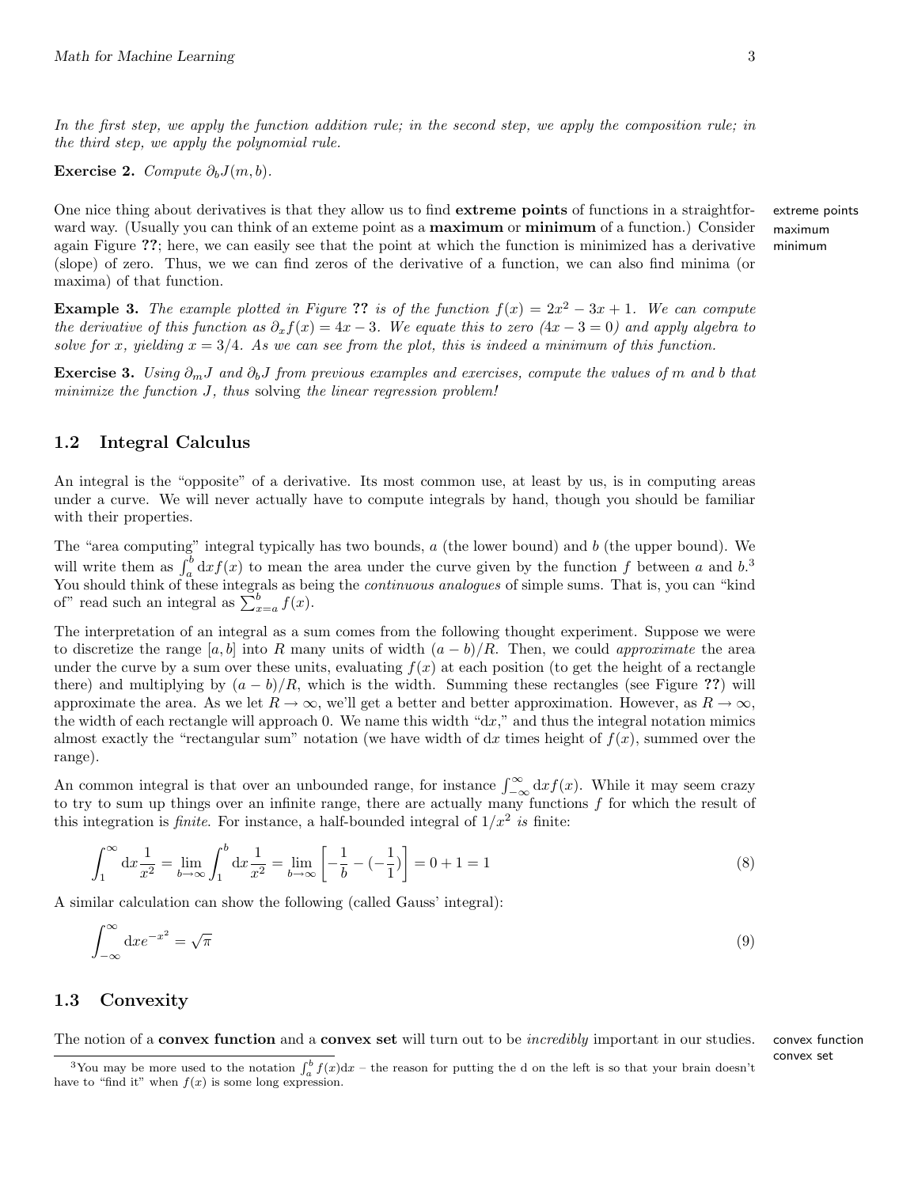*In the first step, we apply the function addition rule; in the second step, we apply the composition rule; in the third step, we apply the polynomial rule.*

**Exercise 2.** *Compute $\partial_b J(m, b)$.*

One nice thing about derivatives is that they allow us to find **extreme points** of functions in a straightforward way. (Usually you can think of an exteme point as a **maximum** or **minimum** of a function.) Consider again Figure **??**; here, we can easily see that the point at which the function is minimized has a derivative (slope) of zero. Thus, we we can find zeros of the derivative of a function, we can also find minima (or maxima) of that function.

extreme points
maximum
minimum

**Example 3.** *The example plotted in Figure **??** is of the function $f(x) = 2x^2 - 3x + 1$. We can compute the derivative of this function as $\partial_x f(x) = 4x - 3$. We equate this to zero ($4x - 3 = 0$) and apply algebra to solve for $x$, yielding $x = 3/4$. As we can see from the plot, this is indeed a minimum of this function.*

**Exercise 3.** *Using $\partial_m J$ and $\partial_b J$ from previous examples and exercises, compute the values of $m$ and $b$ that minimize the function $J$, thus* solving *the linear regression problem!*

## 1.2 Integral Calculus

An integral is the "opposite" of a derivative. Its most common use, at least by us, is in computing areas under a curve. We will never actually have to compute integrals by hand, though you should be familiar with their properties.

The "area computing" integral typically has two bounds, $a$ (the lower bound) and $b$ (the upper bound). We will write them as $\int_a^b \mathrm{d}x f(x)$ to mean the area under the curve given by the function $f$ between $a$ and $b$.[3] You should think of these integrals as being the *continuous analogues* of simple sums. That is, you can "kind of" read such an integral as $\sum_{x=a}^{b} f(x)$.

The interpretation of an integral as a sum comes from the following thought experiment. Suppose we were to discretize the range $[a, b]$ into $R$ many units of width $(a - b)/R$. Then, we could *approximate* the area under the curve by a sum over these units, evaluating $f(x)$ at each position (to get the height of a rectangle there) and multiplying by $(a - b)/R$, which is the width. Summing these rectangles (see Figure **??**) will approximate the area. As we let $R \to \infty$, we'll get a better and better approximation. However, as $R \to \infty$, the width of each rectangle will approach 0. We name this width "d$x$," and thus the integral notation mimics almost exactly the "rectangular sum" notation (we have width of d$x$ times height of $f(x)$, summed over the range).

An common integral is that over an unbounded range, for instance $\int_{-\infty}^{\infty} \mathrm{d}x f(x)$. While it may seem crazy to try to sum up things over an infinite range, there are actually many functions $f$ for which the result of this integration is *finite*. For instance, a half-bounded integral of $1/x^2$ *is* finite:

$$\int_1^\infty \mathrm{d}x \frac{1}{x^2} = \lim_{b \to \infty} \int_1^b \mathrm{d}x \frac{1}{x^2} = \lim_{b \to \infty} \left[ -\frac{1}{b} - (-\frac{1}{1}) \right] = 0 + 1 = 1 \tag{8}$$

A similar calculation can show the following (called Gauss' integral):

$$\int_{-\infty}^{\infty} \mathrm{d}x e^{-x^2} = \sqrt{\pi} \tag{9}$$

## 1.3 Convexity

The notion of a **convex function** and a **convex set** will turn out to be *incredibly* important in our studies.

convex function
convex set

[3] You may be more used to the notation $\int_a^b f(x)\mathrm{d}x$ – the reason for putting the d on the left is so that your brain doesn't have to "find it" when $f(x)$ is some long expression.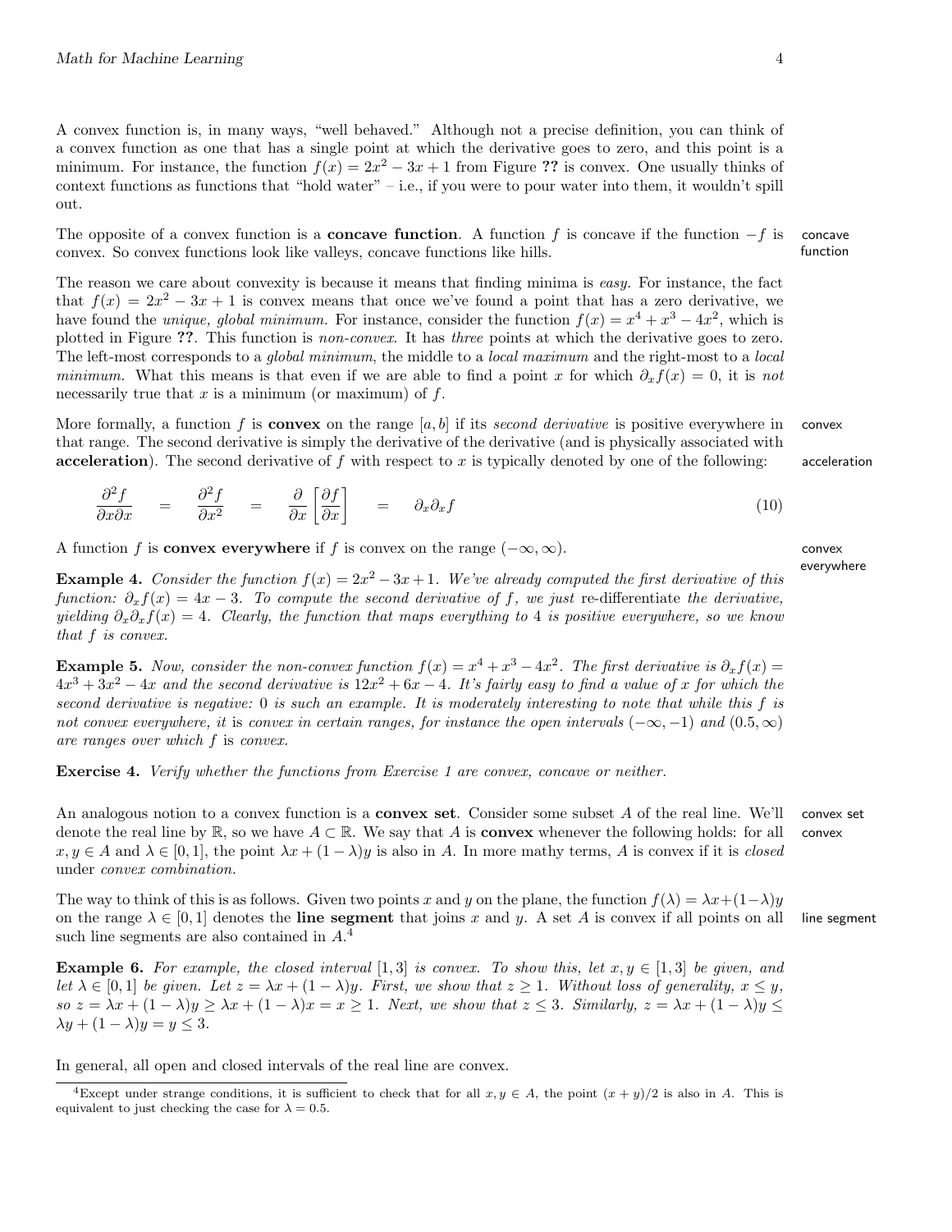A convex function is, in many ways, "well behaved." Although not a precise definition, you can think of a convex function as one that has a single point at which the derivative goes to zero, and this point is a minimum. For instance, the function $f(x) = 2x^2 - 3x + 1$ from Figure **??** is convex. One usually thinks of context functions as functions that "hold water" – i.e., if you were to pour water into them, it wouldn't spill out.

The opposite of a convex function is a **concave function**. A function $f$ is concave if the function $-f$ is convex. So convex functions look like valleys, concave functions like hills.

concave function

The reason we care about convexity is because it means that finding minima is *easy*. For instance, the fact that $f(x) = 2x^2 - 3x + 1$ is convex means that once we've found a point that has a zero derivative, we have found the *unique, global minimum.* For instance, consider the function $f(x) = x^4 + x^3 - 4x^2$, which is plotted in Figure **??**. This function is *non-convex*. It has *three* points at which the derivative goes to zero. The left-most corresponds to a *global minimum*, the middle to a *local maximum* and the right-most to a *local minimum.* What this means is that even if we are able to find a point $x$ for which $\partial_x f(x) = 0$, it is *not* necessarily true that $x$ is a minimum (or maximum) of $f$.

More formally, a function $f$ is **convex** on the range $[a, b]$ if its *second derivative* is positive everywhere in that range. The second derivative is simply the derivative of the derivative (and is physically associated with **acceleration**). The second derivative of $f$ with respect to $x$ is typically denoted by one of the following:

convex

acceleration

$$\frac{\partial^2 f}{\partial x \partial x} \quad = \quad \frac{\partial^2 f}{\partial x^2} \quad = \quad \frac{\partial}{\partial x}\left[\frac{\partial f}{\partial x}\right] \quad = \quad \partial_x \partial_x f \tag{10}$$

A function $f$ is **convex everywhere** if $f$ is convex on the range $(-\infty, \infty)$.

convex everywhere

**Example 4.** *Consider the function $f(x) = 2x^2 - 3x + 1$. We've already computed the first derivative of this function: $\partial_x f(x) = 4x - 3$. To compute the second derivative of $f$, we just* re-differentiate *the derivative, yielding $\partial_x \partial_x f(x) = 4$. Clearly, the function that maps everything to 4 is positive everywhere, so we know that $f$ is convex.*

**Example 5.** *Now, consider the non-convex function $f(x) = x^4 + x^3 - 4x^2$. The first derivative is $\partial_x f(x) = 4x^3 + 3x^2 - 4x$ and the second derivative is $12x^2 + 6x - 4$. It's fairly easy to find a value of $x$ for which the second derivative is negative: 0 is such an example. It is moderately interesting to note that while this $f$ is not convex everywhere, it* is *convex in certain ranges, for instance the open intervals $(-\infty, -1)$ and $(0.5, \infty)$ are ranges over which $f$* is *convex.*

**Exercise 4.** *Verify whether the functions from Exercise 1 are convex, concave or neither.*

An analogous notion to a convex function is a **convex set**. Consider some subset $A$ of the real line. We'll denote the real line by $\mathbb{R}$, so we have $A \subset \mathbb{R}$. We say that $A$ is **convex** whenever the following holds: for all $x, y \in A$ and $\lambda \in [0, 1]$, the point $\lambda x + (1 - \lambda)y$ is also in $A$. In more mathy terms, $A$ is convex if it is *closed* under *convex combination.*

convex set

convex

The way to think of this is as follows. Given two points $x$ and $y$ on the plane, the function $f(\lambda) = \lambda x + (1-\lambda)y$ on the range $\lambda \in [0, 1]$ denotes the **line segment** that joins $x$ and $y$. A set $A$ is convex if all points on all such line segments are also contained in $A$.[4]

line segment

**Example 6.** *For example, the closed interval $[1, 3]$ is convex. To show this, let $x, y \in [1, 3]$ be given, and let $\lambda \in [0, 1]$ be given. Let $z = \lambda x + (1 - \lambda)y$. First, we show that $z \geq 1$. Without loss of generality, $x \leq y$, so $z = \lambda x + (1 - \lambda)y \geq \lambda x + (1 - \lambda)x = x \geq 1$. Next, we show that $z \leq 3$. Similarly, $z = \lambda x + (1 - \lambda)y \leq \lambda y + (1 - \lambda)y = y \leq 3$.*

In general, all open and closed intervals of the real line are convex.

[4] Except under strange conditions, it is sufficient to check that for all $x, y \in A$, the point $(x + y)/2$ is also in $A$. This is equivalent to just checking the case for $\lambda = 0.5$.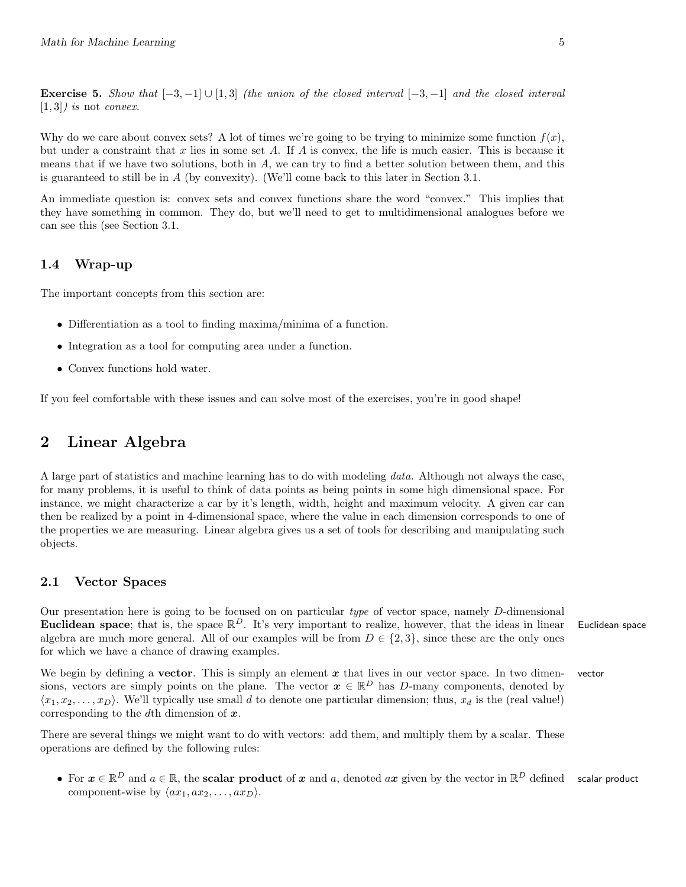**Exercise 5.** *Show that* $[-3, -1] \cup [1, 3]$ *(the union of the closed interval* $[-3, -1]$ *and the closed interval* $[1, 3]$*) is* not *convex.*

Why do we care about convex sets? A lot of times we're going to be trying to minimize some function $f(x)$, but under a constraint that $x$ lies in some set $A$. If $A$ is convex, the life is much easier. This is because it means that if we have two solutions, both in $A$, we can try to find a better solution between them, and this is guaranteed to still be in $A$ (by convexity). (We'll come back to this later in Section 3.1.

An immediate question is: convex sets and convex functions share the word "convex." This implies that they have something in common. They do, but we'll need to get to multidimensional analogues before we can see this (see Section 3.1.

### 1.4 Wrap-up

The important concepts from this section are:

- Differentiation as a tool to finding maxima/minima of a function.
- Integration as a tool for computing area under a function.
- Convex functions hold water.

If you feel comfortable with these issues and can solve most of the exercises, you're in good shape!

## 2 Linear Algebra

A large part of statistics and machine learning has to do with modeling *data*. Although not always the case, for many problems, it is useful to think of data points as being points in some high dimensional space. For instance, we might characterize a car by it's length, width, height and maximum velocity. A given car can then be realized by a point in 4-dimensional space, where the value in each dimension corresponds to one of the properties we are measuring. Linear algebra gives us a set of tools for describing and manipulating such objects.

### 2.1 Vector Spaces

Our presentation here is going to be focused on on particular *type* of vector space, namely $D$-dimensional **Euclidean space**; that is, the space $\mathbb{R}^D$. It's very important to realize, however, that the ideas in linear algebra are much more general. All of our examples will be from $D \in \{2, 3\}$, since these are the only ones for which we have a chance of drawing examples.

Euclidean space

We begin by defining a **vector**. This is simply an element $\boldsymbol{x}$ that lives in our vector space. In two dimensions, vectors are simply points on the plane. The vector $\boldsymbol{x} \in \mathbb{R}^D$ has $D$-many components, denoted by $\langle x_1, x_2, \ldots, x_D \rangle$. We'll typically use small $d$ to denote one particular dimension; thus, $x_d$ is the (real value!) corresponding to the $d$th dimension of $\boldsymbol{x}$.

vector

There are several things we might want to do with vectors: add them, and multiply them by a scalar. These operations are defined by the following rules:

- For $\boldsymbol{x} \in \mathbb{R}^D$ and $a \in \mathbb{R}$, the **scalar product** of $\boldsymbol{x}$ and $a$, denoted $a\boldsymbol{x}$ given by the vector in $\mathbb{R}^D$ defined component-wise by $\langle ax_1, ax_2, \ldots, ax_D \rangle$.

scalar product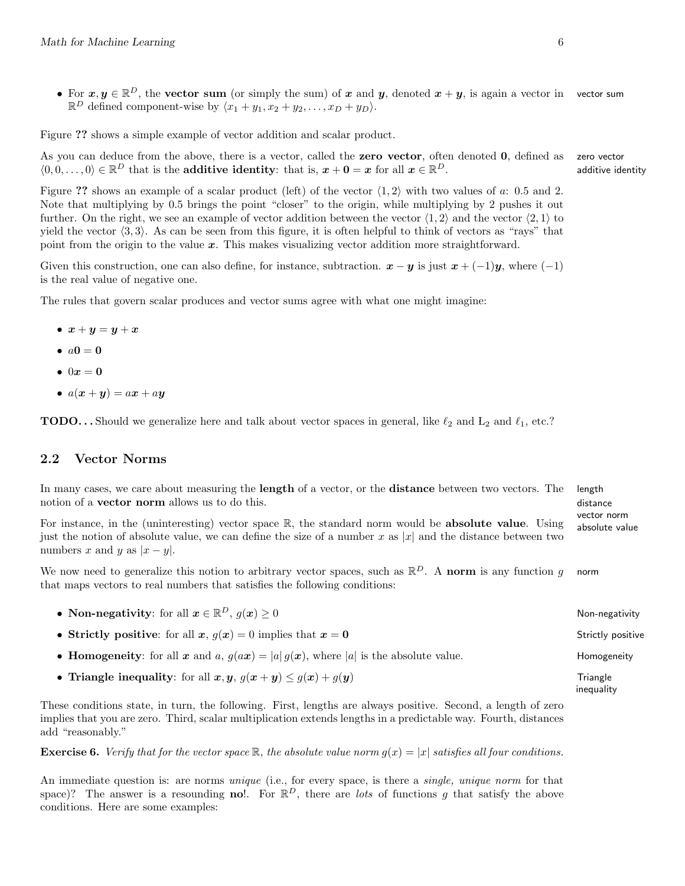- For $\boldsymbol{x}, \boldsymbol{y} \in \mathbb{R}^D$, the **vector sum** (or simply the sum) of $\boldsymbol{x}$ and $\boldsymbol{y}$, denoted $\boldsymbol{x} + \boldsymbol{y}$, is again a vector in $\mathbb{R}^D$ defined component-wise by $\langle x_1 + y_1, x_2 + y_2, \dots, x_D + y_D \rangle$.

Figure **??** shows a simple example of vector addition and scalar product.

As you can deduce from the above, there is a vector, called the **zero vector**, often denoted $\boldsymbol{0}$, defined as $\langle 0, 0, \dots, 0 \rangle \in \mathbb{R}^D$ that is the **additive identity**: that is, $\boldsymbol{x} + \boldsymbol{0} = \boldsymbol{x}$ for all $\boldsymbol{x} \in \mathbb{R}^D$.

Figure **??** shows an example of a scalar product (left) of the vector $\langle 1, 2 \rangle$ with two values of $a$: 0.5 and 2. Note that multiplying by 0.5 brings the point "closer" to the origin, while multiplying by 2 pushes it out further. On the right, we see an example of vector addition between the vector $\langle 1, 2 \rangle$ and the vector $\langle 2, 1 \rangle$ to yield the vector $\langle 3, 3 \rangle$. As can be seen from this figure, it is often helpful to think of vectors as "rays" that point from the origin to the value $\boldsymbol{x}$. This makes visualizing vector addition more straightforward.

Given this construction, one can also define, for instance, subtraction. $\boldsymbol{x} - \boldsymbol{y}$ is just $\boldsymbol{x} + (-1)\boldsymbol{y}$, where $(-1)$ is the real value of negative one.

The rules that govern scalar produces and vector sums agree with what one might imagine:

- $\boldsymbol{x} + \boldsymbol{y} = \boldsymbol{y} + \boldsymbol{x}$
- $a\boldsymbol{0} = \boldsymbol{0}$
- $0\boldsymbol{x} = \boldsymbol{0}$
- $a(\boldsymbol{x} + \boldsymbol{y}) = a\boldsymbol{x} + a\boldsymbol{y}$

**TODO...** Should we generalize here and talk about vector spaces in general, like $\ell_2$ and $\mathrm{L}_2$ and $\ell_1$, etc.?

## 2.2 Vector Norms

In many cases, we care about measuring the **length** of a vector, or the **distance** between two vectors. The notion of a **vector norm** allows us to do this.

For instance, in the (uninteresting) vector space $\mathbb{R}$, the standard norm would be **absolute value**. Using just the notion of absolute value, we can define the size of a number $x$ as $|x|$ and the distance between two numbers $x$ and $y$ as $|x - y|$.

We now need to generalize this notion to arbitrary vector spaces, such as $\mathbb{R}^D$. A **norm** is any function $g$ that maps vectors to real numbers that satisfies the following conditions:

- **Non-negativity**: for all $\boldsymbol{x} \in \mathbb{R}^D$, $g(\boldsymbol{x}) \geq 0$
- **Strictly positive**: for all $\boldsymbol{x}$, $g(\boldsymbol{x}) = 0$ implies that $\boldsymbol{x} = \boldsymbol{0}$
- **Homogeneity**: for all $\boldsymbol{x}$ and $a$, $g(a\boldsymbol{x}) = |a|\, g(\boldsymbol{x})$, where $|a|$ is the absolute value.
- **Triangle inequality**: for all $\boldsymbol{x}, \boldsymbol{y}$, $g(\boldsymbol{x} + \boldsymbol{y}) \leq g(\boldsymbol{x}) + g(\boldsymbol{y})$

These conditions state, in turn, the following. First, lengths are always positive. Second, a length of zero implies that you are zero. Third, scalar multiplication extends lengths in a predictable way. Fourth, distances add "reasonably."

**Exercise 6.** *Verify that for the vector space $\mathbb{R}$, the absolute value norm $g(x) = |x|$ satisfies all four conditions.*

An immediate question is: are norms *unique* (i.e., for every space, is there a *single, unique norm* for that space)? The answer is a resounding **no**!. For $\mathbb{R}^D$, there are *lots* of functions $g$ that satisfy the above conditions. Here are some examples: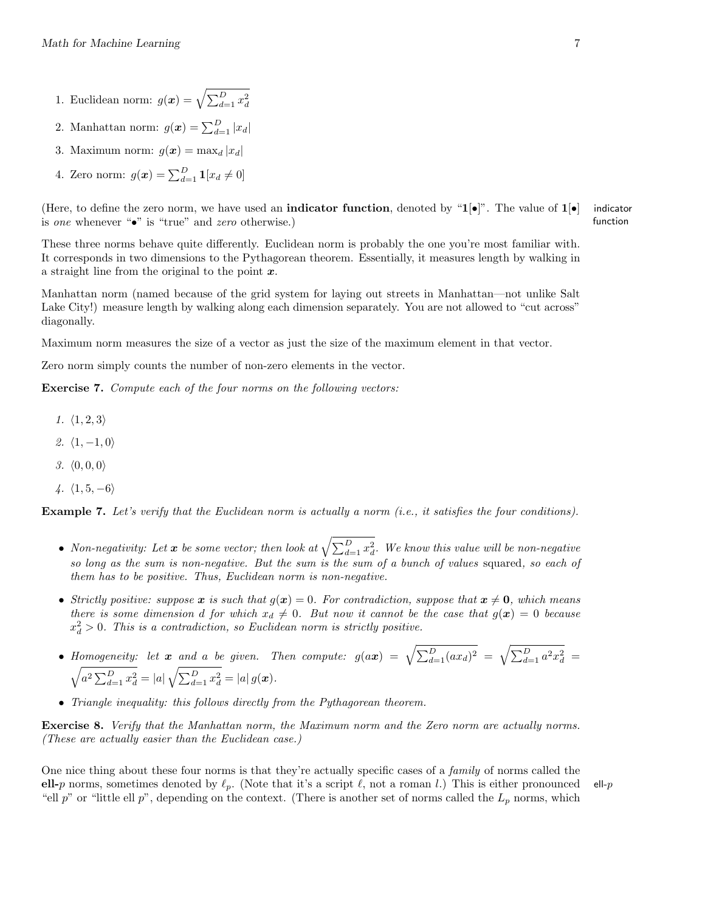1. Euclidean norm: $g(\boldsymbol{x}) = \sqrt{\sum_{d=1}^{D} x_d^2}$
2. Manhattan norm: $g(\boldsymbol{x}) = \sum_{d=1}^{D} |x_d|$
3. Maximum norm: $g(\boldsymbol{x}) = \max_d |x_d|$
4. Zero norm: $g(\boldsymbol{x}) = \sum_{d=1}^{D} \mathbf{1}[x_d \neq 0]$

(Here, to define the zero norm, we have used an **indicator function**, denoted by "$\mathbf{1}[\bullet]$". The value of $\mathbf{1}[\bullet]$ is *one* whenever "$\bullet$" is "true" and *zero* otherwise.)

indicator function

These three norms behave quite differently. Euclidean norm is probably the one you're most familiar with. It corresponds in two dimensions to the Pythagorean theorem. Essentially, it measures length by walking in a straight line from the original to the point $\boldsymbol{x}$.

Manhattan norm (named because of the grid system for laying out streets in Manhattan—not unlike Salt Lake City!) measure length by walking along each dimension separately. You are not allowed to "cut across" diagonally.

Maximum norm measures the size of a vector as just the size of the maximum element in that vector.

Zero norm simply counts the number of non-zero elements in the vector.

**Exercise 7.** *Compute each of the four norms on the following vectors:*

1. $\langle 1, 2, 3 \rangle$
2. $\langle 1, -1, 0 \rangle$
3. $\langle 0, 0, 0 \rangle$
4. $\langle 1, 5, -6 \rangle$

**Example 7.** *Let's verify that the Euclidean norm is actually a norm (i.e., it satisfies the four conditions).*

- *Non-negativity: Let $\boldsymbol{x}$ be some vector; then look at $\sqrt{\sum_{d=1}^{D} x_d^2}$. We know this value will be non-negative so long as the sum is non-negative. But the sum is the sum of a bunch of values* squared, *so each of them has to be positive. Thus, Euclidean norm is non-negative.*
- *Strictly positive: suppose $\boldsymbol{x}$ is such that $g(\boldsymbol{x}) = 0$. For contradiction, suppose that $\boldsymbol{x} \neq \mathbf{0}$, which means there is some dimension $d$ for which $x_d \neq 0$. But now it cannot be the case that $g(\boldsymbol{x}) = 0$ because $x_d^2 > 0$. This is a contradiction, so Euclidean norm is strictly positive.*
- *Homogeneity: let $\boldsymbol{x}$ and $a$ be given. Then compute: $g(a\boldsymbol{x}) = \sqrt{\sum_{d=1}^{D} (a x_d)^2} = \sqrt{\sum_{d=1}^{D} a^2 x_d^2} = \sqrt{a^2 \sum_{d=1}^{D} x_d^2} = |a| \sqrt{\sum_{d=1}^{D} x_d^2} = |a| \, g(\boldsymbol{x})$.*
- *Triangle inequality: this follows directly from the Pythagorean theorem.*

**Exercise 8.** *Verify that the Manhattan norm, the Maximum norm and the Zero norm are actually norms. (These are actually easier than the Euclidean case.)*

One nice thing about these four norms is that they're actually specific cases of a *family* of norms called the **ell-$p$** norms, sometimes denoted by $\ell_p$. (Note that it's a script $\ell$, not a roman $l$.) This is either pronounced "ell $p$" or "little ell $p$", depending on the context. (There is another set of norms called the $L_p$ norms, which

ell-$p$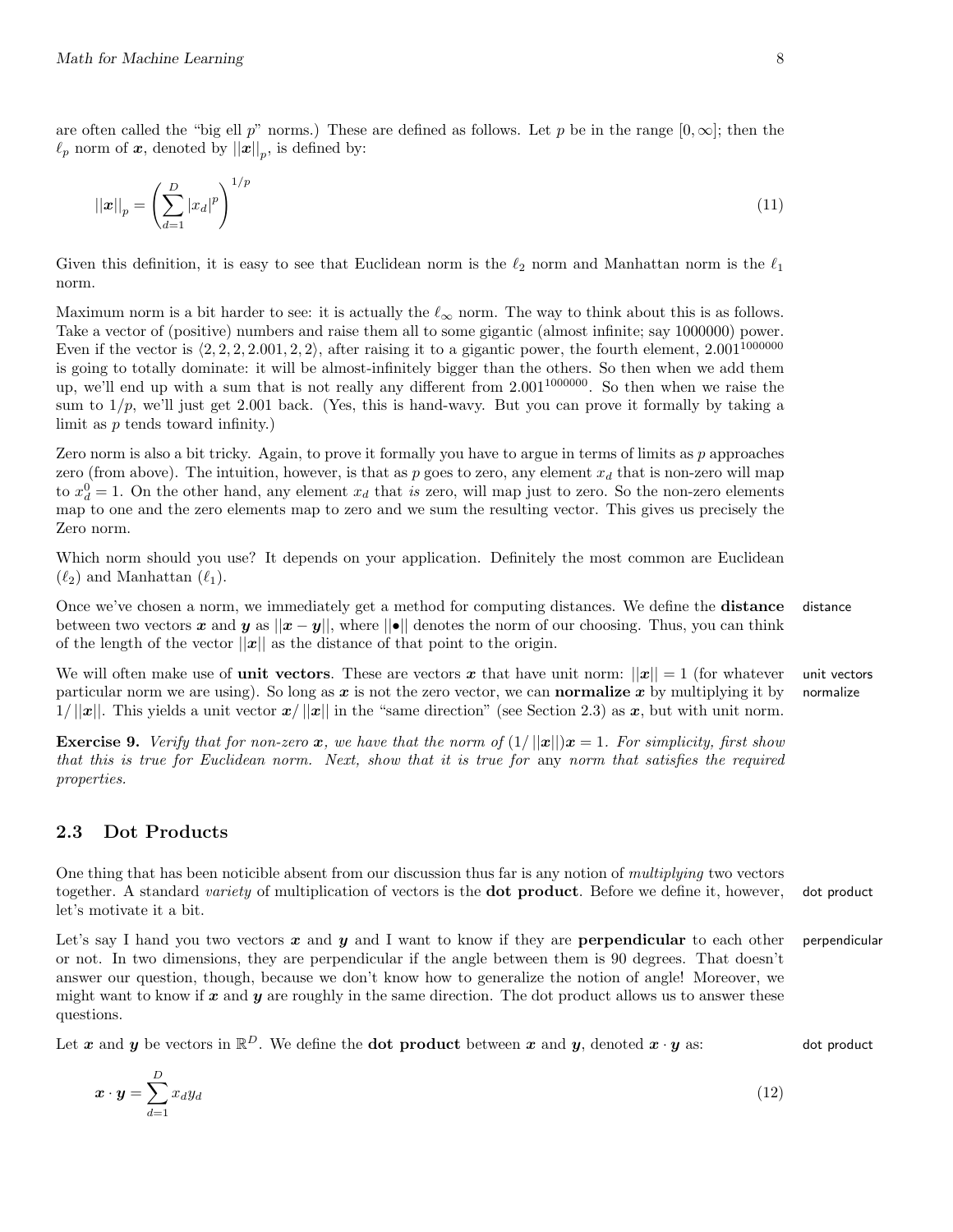are often called the "big ell $p$" norms.) These are defined as follows. Let $p$ be in the range $[0, \infty]$; then the $\ell_p$ norm of $\boldsymbol{x}$, denoted by $||\boldsymbol{x}||_p$, is defined by:

$$||\boldsymbol{x}||_p = \left( \sum_{d=1}^{D} |x_d|^p \right)^{1/p} \tag{11}$$

Given this definition, it is easy to see that Euclidean norm is the $\ell_2$ norm and Manhattan norm is the $\ell_1$ norm.

Maximum norm is a bit harder to see: it is actually the $\ell_\infty$ norm. The way to think about this is as follows. Take a vector of (positive) numbers and raise them all to some gigantic (almost infinite; say 1000000) power. Even if the vector is $\langle 2, 2, 2, 2.001, 2, 2 \rangle$, after raising it to a gigantic power, the fourth element, $2.001^{1000000}$ is going to totally dominate: it will be almost-infinitely bigger than the others. So then when we add them up, we'll end up with a sum that is not really any different from $2.001^{1000000}$. So then when we raise the sum to $1/p$, we'll just get 2.001 back. (Yes, this is hand-wavy. But you can prove it formally by taking a limit as $p$ tends toward infinity.)

Zero norm is also a bit tricky. Again, to prove it formally you have to argue in terms of limits as $p$ approaches zero (from above). The intuition, however, is that as $p$ goes to zero, any element $x_d$ that is non-zero will map to $x_d^0 = 1$. On the other hand, any element $x_d$ that *is* zero, will map just to zero. So the non-zero elements map to one and the zero elements map to zero and we sum the resulting vector. This gives us precisely the Zero norm.

Which norm should you use? It depends on your application. Definitely the most common are Euclidean ($\ell_2$) and Manhattan ($\ell_1$).

Once we've chosen a norm, we immediately get a method for computing distances. We define the **distance** between two vectors $\boldsymbol{x}$ and $\boldsymbol{y}$ as $||\boldsymbol{x} - \boldsymbol{y}||$, where $||\bullet||$ denotes the norm of our choosing. Thus, you can think of the length of the vector $||\boldsymbol{x}||$ as the distance of that point to the origin.

distance

We will often make use of **unit vectors**. These are vectors $\boldsymbol{x}$ that have unit norm: $||\boldsymbol{x}|| = 1$ (for whatever particular norm we are using). So long as $\boldsymbol{x}$ is not the zero vector, we can **normalize** $\boldsymbol{x}$ by multiplying it by $1/||\boldsymbol{x}||$. This yields a unit vector $\boldsymbol{x}/||\boldsymbol{x}||$ in the "same direction" (see Section 2.3) as $\boldsymbol{x}$, but with unit norm.

unit vectors
normalize

**Exercise 9.** *Verify that for non-zero $\boldsymbol{x}$, we have that the norm of $(1/||\boldsymbol{x}||)\boldsymbol{x} = 1$. For simplicity, first show that this is true for Euclidean norm. Next, show that it is true for* any *norm that satisfies the required properties.*

## 2.3 Dot Products

One thing that has been noticible absent from our discussion thus far is any notion of *multiplying* two vectors together. A standard *variety* of multiplication of vectors is the **dot product**. Before we define it, however, let's motivate it a bit.

dot product

Let's say I hand you two vectors $\boldsymbol{x}$ and $\boldsymbol{y}$ and I want to know if they are **perpendicular** to each other or not. In two dimensions, they are perpendicular if the angle between them is 90 degrees. That doesn't answer our question, though, because we don't know how to generalize the notion of angle! Moreover, we might want to know if $\boldsymbol{x}$ and $\boldsymbol{y}$ are roughly in the same direction. The dot product allows us to answer these questions.

perpendicular

Let $\boldsymbol{x}$ and $\boldsymbol{y}$ be vectors in $\mathbb{R}^D$. We define the **dot product** between $\boldsymbol{x}$ and $\boldsymbol{y}$, denoted $\boldsymbol{x} \cdot \boldsymbol{y}$ as:

dot product

$$\boldsymbol{x} \cdot \boldsymbol{y} = \sum_{d=1}^{D} x_d y_d \tag{12}$$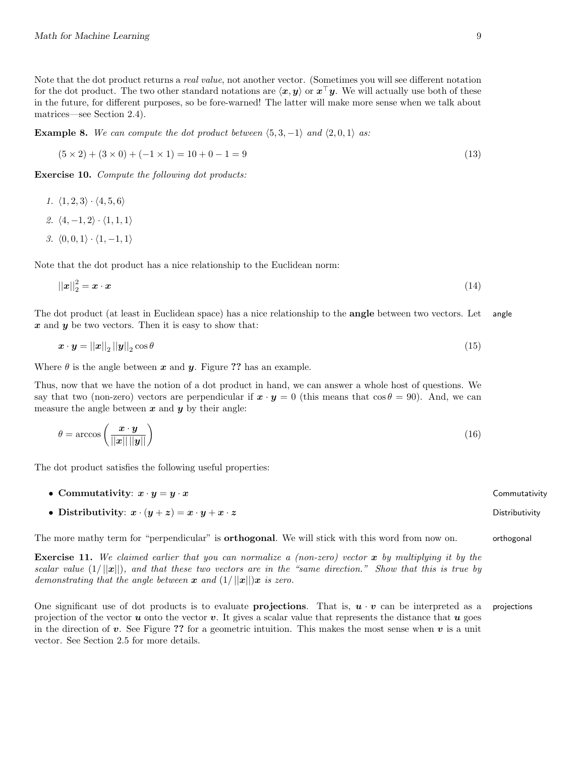Note that the dot product returns a *real value*, not another vector. (Sometimes you will see different notation for the dot product. The two other standard notations are $\langle \boldsymbol{x}, \boldsymbol{y} \rangle$ or $\boldsymbol{x}^\top \boldsymbol{y}$. We will actually use both of these in the future, for different purposes, so be fore-warned! The latter will make more sense when we talk about matrices—see Section 2.4).

**Example 8.** *We can compute the dot product between $\langle 5, 3, -1 \rangle$ and $\langle 2, 0, 1 \rangle$ as:*

$$(5 \times 2) + (3 \times 0) + (-1 \times 1) = 10 + 0 - 1 = 9 \tag{13}$$

**Exercise 10.** *Compute the following dot products:*

1. $\langle 1, 2, 3 \rangle \cdot \langle 4, 5, 6 \rangle$
2. $\langle 4, -1, 2 \rangle \cdot \langle 1, 1, 1 \rangle$
3. $\langle 0, 0, 1 \rangle \cdot \langle 1, -1, 1 \rangle$

Note that the dot product has a nice relationship to the Euclidean norm:

$$||\boldsymbol{x}||_2^2 = \boldsymbol{x} \cdot \boldsymbol{x} \tag{14}$$

The dot product (at least in Euclidean space) has a nice relationship to the **angle** between two vectors. Let $\boldsymbol{x}$ and $\boldsymbol{y}$ be two vectors. Then it is easy to show that:

angle

$$\boldsymbol{x} \cdot \boldsymbol{y} = ||\boldsymbol{x}||_2 \, ||\boldsymbol{y}||_2 \cos \theta \tag{15}$$

Where $\theta$ is the angle between $\boldsymbol{x}$ and $\boldsymbol{y}$. Figure **??** has an example.

Thus, now that we have the notion of a dot product in hand, we can answer a whole host of questions. We say that two (non-zero) vectors are perpendicular if $\boldsymbol{x} \cdot \boldsymbol{y} = 0$ (this means that $\cos \theta = 90$). And, we can measure the angle between $\boldsymbol{x}$ and $\boldsymbol{y}$ by their angle:

$$\theta = \arccos \left( \frac{\boldsymbol{x} \cdot \boldsymbol{y}}{||\boldsymbol{x}|| \, ||\boldsymbol{y}||} \right) \tag{16}$$

The dot product satisfies the following useful properties:

- **Commutativity**: $\boldsymbol{x} \cdot \boldsymbol{y} = \boldsymbol{y} \cdot \boldsymbol{x}$ — Commutativity
- **Distributivity**: $\boldsymbol{x} \cdot (\boldsymbol{y} + \boldsymbol{z}) = \boldsymbol{x} \cdot \boldsymbol{y} + \boldsymbol{x} \cdot \boldsymbol{z}$ — Distributivity

The more mathy term for "perpendicular" is **orthogonal**. We will stick with this word from now on.

orthogonal

**Exercise 11.** *We claimed earlier that you can normalize a (non-zero) vector $\boldsymbol{x}$ by multiplying it by the scalar value $(1/||\boldsymbol{x}||)$, and that these two vectors are in the "same direction." Show that this is true by demonstrating that the angle between $\boldsymbol{x}$ and $(1/||\boldsymbol{x}||)\boldsymbol{x}$ is zero.*

One significant use of dot products is to evaluate **projections**. That is, $\boldsymbol{u} \cdot \boldsymbol{v}$ can be interpreted as a projection of the vector $\boldsymbol{u}$ onto the vector $\boldsymbol{v}$. It gives a scalar value that represents the distance that $\boldsymbol{u}$ goes in the direction of $\boldsymbol{v}$. See Figure **??** for a geometric intuition. This makes the most sense when $\boldsymbol{v}$ is a unit vector. See Section 2.5 for more details.

projections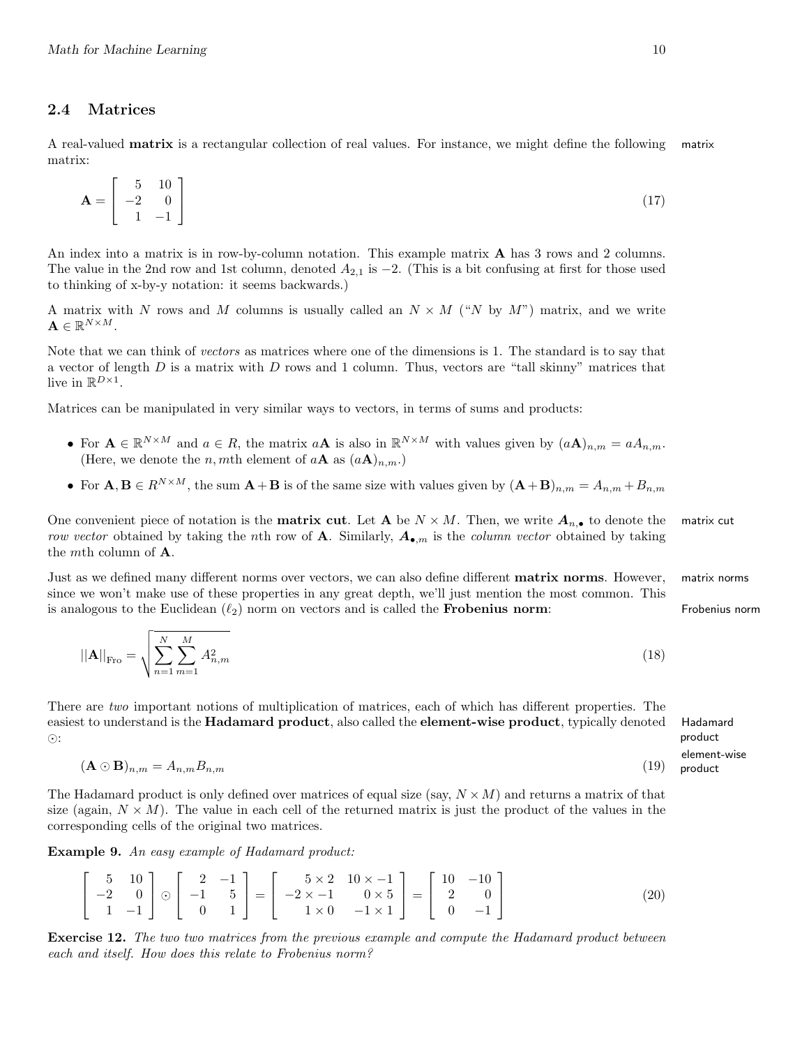## 2.4 Matrices

A real-valued **matrix** is a rectangular collection of real values. For instance, we might define the following matrix:

matrix

$$\mathbf{A} = \begin{bmatrix} 5 & 10 \\ -2 & 0 \\ 1 & -1 \end{bmatrix} \tag{17}$$

An index into a matrix is in row-by-column notation. This example matrix $\mathbf{A}$ has 3 rows and 2 columns. The value in the 2nd row and 1st column, denoted $A_{2,1}$ is $-2$. (This is a bit confusing at first for those used to thinking of x-by-y notation: it seems backwards.)

A matrix with $N$ rows and $M$ columns is usually called an $N \times M$ ("$N$ by $M$") matrix, and we write $\mathbf{A} \in \mathbb{R}^{N \times M}$.

Note that we can think of *vectors* as matrices where one of the dimensions is 1. The standard is to say that a vector of length $D$ is a matrix with $D$ rows and 1 column. Thus, vectors are "tall skinny" matrices that live in $\mathbb{R}^{D \times 1}$.

Matrices can be manipulated in very similar ways to vectors, in terms of sums and products:

- For $\mathbf{A} \in \mathbb{R}^{N \times M}$ and $a \in R$, the matrix $a\mathbf{A}$ is also in $\mathbb{R}^{N \times M}$ with values given by $(a\mathbf{A})_{n,m} = aA_{n,m}$. (Here, we denote the $n, m$th element of $a\mathbf{A}$ as $(a\mathbf{A})_{n,m}$.)
- For $\mathbf{A}, \mathbf{B} \in R^{N \times M}$, the sum $\mathbf{A} + \mathbf{B}$ is of the same size with values given by $(\mathbf{A} + \mathbf{B})_{n,m} = A_{n,m} + B_{n,m}$

One convenient piece of notation is the **matrix cut**. Let $\mathbf{A}$ be $N \times M$. Then, we write $\boldsymbol{A}_{n,\bullet}$ to denote the *row vector* obtained by taking the $n$th row of $\mathbf{A}$. Similarly, $\boldsymbol{A}_{\bullet,m}$ is the *column vector* obtained by taking the $m$th column of $\mathbf{A}$.

matrix cut

Just as we defined many different norms over vectors, we can also define different **matrix norms**. However, since we won't make use of these properties in any great depth, we'll just mention the most common. This is analogous to the Euclidean ($\ell_2$) norm on vectors and is called the **Frobenius norm**:

matrix norms

Frobenius norm

$$||\mathbf{A}||_{\text{Fro}} = \sqrt{\sum_{n=1}^{N} \sum_{m=1}^{M} A_{n,m}^2} \tag{18}$$

There are *two* important notions of multiplication of matrices, each of which has different properties. The easiest to understand is the **Hadamard product**, also called the **element-wise product**, typically denoted $\odot$:

Hadamard product

element-wise product

$$(\mathbf{A} \odot \mathbf{B})_{n,m} = A_{n,m} B_{n,m} \tag{19}$$

The Hadamard product is only defined over matrices of equal size (say, $N \times M$) and returns a matrix of that size (again, $N \times M$). The value in each cell of the returned matrix is just the product of the values in the corresponding cells of the original two matrices.

**Example 9.** *An easy example of Hadamard product:*

$$\begin{bmatrix} 5 & 10 \\ -2 & 0 \\ 1 & -1 \end{bmatrix} \odot \begin{bmatrix} 2 & -1 \\ -1 & 5 \\ 0 & 1 \end{bmatrix} = \begin{bmatrix} 5 \times 2 & 10 \times -1 \\ -2 \times -1 & 0 \times 5 \\ 1 \times 0 & -1 \times 1 \end{bmatrix} = \begin{bmatrix} 10 & -10 \\ 2 & 0 \\ 0 & -1 \end{bmatrix} \tag{20}$$

**Exercise 12.** *The two two matrices from the previous example and compute the Hadamard product between each and itself. How does this relate to Frobenius norm?*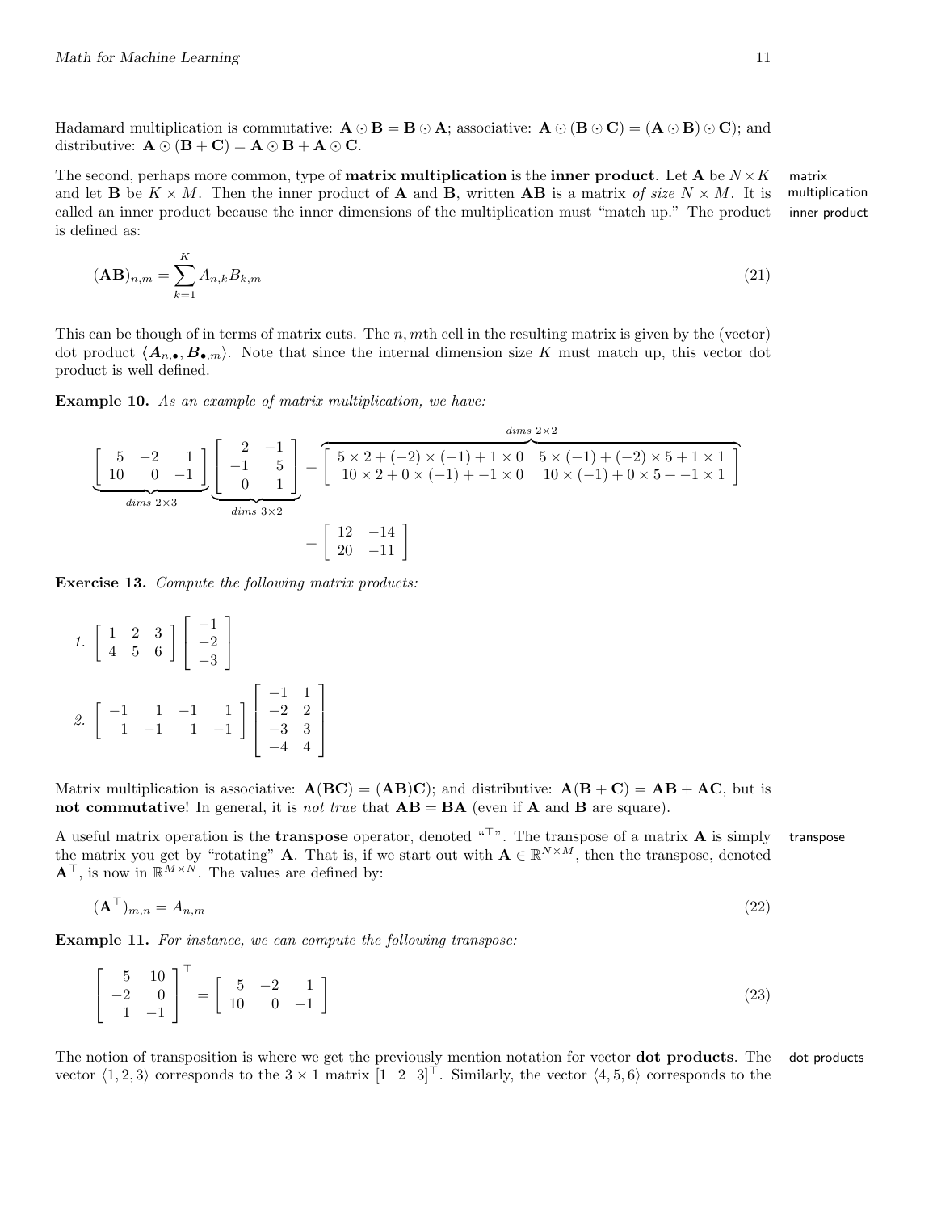Hadamard multiplication is commutative: $\mathbf{A} \odot \mathbf{B} = \mathbf{B} \odot \mathbf{A}$; associative: $\mathbf{A} \odot (\mathbf{B} \odot \mathbf{C}) = (\mathbf{A} \odot \mathbf{B}) \odot \mathbf{C}$); and distributive: $\mathbf{A} \odot (\mathbf{B} + \mathbf{C}) = \mathbf{A} \odot \mathbf{B} + \mathbf{A} \odot \mathbf{C}$.

The second, perhaps more common, type of **matrix multiplication** is the **inner product**. Let $\mathbf{A}$ be $N \times K$ and let $\mathbf{B}$ be $K \times M$. Then the inner product of $\mathbf{A}$ and $\mathbf{B}$, written $\mathbf{AB}$ is a matrix *of size* $N \times M$. It is called an inner product because the inner dimensions of the multiplication must "match up." The product is defined as:

matrix multiplication

inner product

$$(\mathbf{AB})_{n,m} = \sum_{k=1}^{K} A_{n,k} B_{k,m} \tag{21}$$

This can be though of in terms of matrix cuts. The $n, m$th cell in the resulting matrix is given by the (vector) dot product $\langle \boldsymbol{A}_{n,\bullet}, \boldsymbol{B}_{\bullet,m} \rangle$. Note that since the internal dimension size $K$ must match up, this vector dot product is well defined.

**Example 10.** *As an example of matrix multiplication, we have:*

$$\underbrace{\begin{bmatrix} 5 & -2 & 1 \\ 10 & 0 & -1 \end{bmatrix}}_{dims\ 2\times 3} \underbrace{\begin{bmatrix} 2 & -1 \\ -1 & 5 \\ 0 & 1 \end{bmatrix}}_{dims\ 3\times 2} = \overbrace{\begin{bmatrix} 5 \times 2 + (-2) \times (-1) + 1 \times 0 & 5 \times (-1) + (-2) \times 5 + 1 \times 1 \\ 10 \times 2 + 0 \times (-1) + -1 \times 0 & 10 \times (-1) + 0 \times 5 + -1 \times 1 \end{bmatrix}}^{dims\ 2\times 2}$$

$$= \begin{bmatrix} 12 & -14 \\ 20 & -11 \end{bmatrix}$$

**Exercise 13.** *Compute the following matrix products:*

1. $\begin{bmatrix} 1 & 2 & 3 \\ 4 & 5 & 6 \end{bmatrix} \begin{bmatrix} -1 \\ -2 \\ -3 \end{bmatrix}$

2. $\begin{bmatrix} -1 & 1 & -1 & 1 \\ 1 & -1 & 1 & -1 \end{bmatrix} \begin{bmatrix} -1 & 1 \\ -2 & 2 \\ -3 & 3 \\ -4 & 4 \end{bmatrix}$

Matrix multiplication is associative: $\mathbf{A}(\mathbf{BC}) = (\mathbf{AB})\mathbf{C}$); and distributive: $\mathbf{A}(\mathbf{B} + \mathbf{C}) = \mathbf{AB} + \mathbf{AC}$, but is **not commutative**! In general, it is *not true* that $\mathbf{AB} = \mathbf{BA}$ (even if $\mathbf{A}$ and $\mathbf{B}$ are square).

A useful matrix operation is the **transpose** operator, denoted "$^\top$". The transpose of a matrix $\mathbf{A}$ is simply the matrix you get by "rotating" $\mathbf{A}$. That is, if we start out with $\mathbf{A} \in \mathbb{R}^{N \times M}$, then the transpose, denoted $\mathbf{A}^\top$, is now in $\mathbb{R}^{M \times N}$. The values are defined by:

transpose

$$(\mathbf{A}^\top)_{m,n} = A_{n,m} \tag{22}$$

**Example 11.** *For instance, we can compute the following transpose:*

$$\begin{bmatrix} 5 & 10 \\ -2 & 0 \\ 1 & -1 \end{bmatrix}^\top = \begin{bmatrix} 5 & -2 & 1 \\ 10 & 0 & -1 \end{bmatrix} \tag{23}$$

The notion of transposition is where we get the previously mention notation for vector **dot products**. The vector $\langle 1, 2, 3 \rangle$ corresponds to the $3 \times 1$ matrix $[1\ \ 2\ \ 3]^\top$. Similarly, the vector $\langle 4, 5, 6 \rangle$ corresponds to the

dot products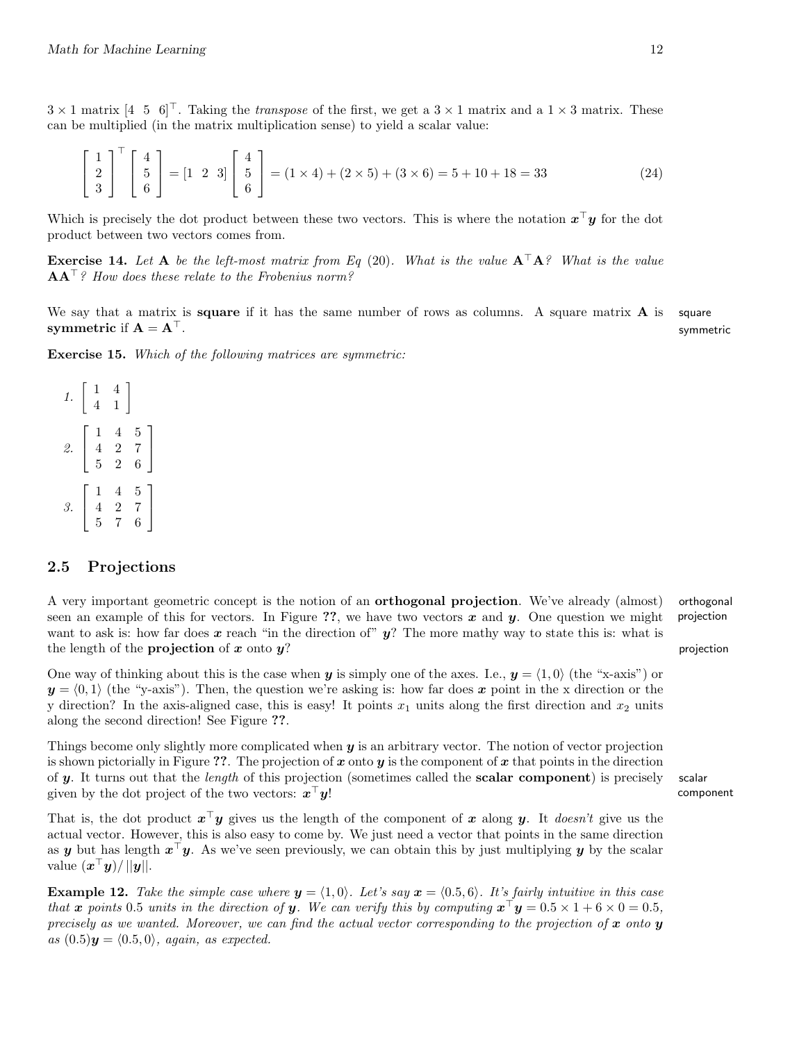$3 \times 1$ matrix $[4\ \ 5\ \ 6]^\top$. Taking the *transpose* of the first, we get a $3 \times 1$ matrix and a $1 \times 3$ matrix. These can be multiplied (in the matrix multiplication sense) to yield a scalar value:

$$\begin{bmatrix} 1 \\ 2 \\ 3 \end{bmatrix}^\top \begin{bmatrix} 4 \\ 5 \\ 6 \end{bmatrix} = [1\ \ 2\ \ 3] \begin{bmatrix} 4 \\ 5 \\ 6 \end{bmatrix} = (1 \times 4) + (2 \times 5) + (3 \times 6) = 5 + 10 + 18 = 33 \tag{24}$$

Which is precisely the dot product between these two vectors. This is where the notation $\boldsymbol{x}^\top \boldsymbol{y}$ for the dot product between two vectors comes from.

**Exercise 14.** *Let* $\mathbf{A}$ *be the left-most matrix from Eq (20). What is the value* $\mathbf{A}^\top \mathbf{A}$*? What is the value* $\mathbf{A}\mathbf{A}^\top$*? How does these relate to the Frobenius norm?*

We say that a matrix is **square** if it has the same number of rows as columns. A square matrix $\mathbf{A}$ is **symmetric** if $\mathbf{A} = \mathbf{A}^\top$.

**Exercise 15.** *Which of the following matrices are symmetric:*

1. $\begin{bmatrix} 1 & 4 \\ 4 & 1 \end{bmatrix}$

2. $\begin{bmatrix} 1 & 4 & 5 \\ 4 & 2 & 7 \\ 5 & 2 & 6 \end{bmatrix}$

3. $\begin{bmatrix} 1 & 4 & 5 \\ 4 & 2 & 7 \\ 5 & 7 & 6 \end{bmatrix}$

## 2.5 Projections

A very important geometric concept is the notion of an **orthogonal projection**. We've already (almost) seen an example of this for vectors. In Figure **??**, we have two vectors $\boldsymbol{x}$ and $\boldsymbol{y}$. One question we might want to ask is: how far does $\boldsymbol{x}$ reach "in the direction of" $\boldsymbol{y}$? The more mathy way to state this is: what is the length of the **projection** of $\boldsymbol{x}$ onto $\boldsymbol{y}$?

One way of thinking about this is the case when $\boldsymbol{y}$ is simply one of the axes. I.e., $\boldsymbol{y} = \langle 1, 0 \rangle$ (the "x-axis") or $\boldsymbol{y} = \langle 0, 1 \rangle$ (the "y-axis"). Then, the question we're asking is: how far does $\boldsymbol{x}$ point in the x direction or the y direction? In the axis-aligned case, this is easy! It points $x_1$ units along the first direction and $x_2$ units along the second direction! See Figure **??**.

Things become only slightly more complicated when $\boldsymbol{y}$ is an arbitrary vector. The notion of vector projection is shown pictorially in Figure **??**. The projection of $\boldsymbol{x}$ onto $\boldsymbol{y}$ is the component of $\boldsymbol{x}$ that points in the direction of $\boldsymbol{y}$. It turns out that the *length* of this projection (sometimes called the **scalar component**) is precisely given by the dot project of the two vectors: $\boldsymbol{x}^\top \boldsymbol{y}$!

That is, the dot product $\boldsymbol{x}^\top \boldsymbol{y}$ gives us the length of the component of $\boldsymbol{x}$ along $\boldsymbol{y}$. It *doesn't* give us the actual vector. However, this is also easy to come by. We just need a vector that points in the same direction as $\boldsymbol{y}$ but has length $\boldsymbol{x}^\top \boldsymbol{y}$. As we've seen previously, we can obtain this by just multiplying $\boldsymbol{y}$ by the scalar value $(\boldsymbol{x}^\top \boldsymbol{y}) / ||\boldsymbol{y}||$.

**Example 12.** *Take the simple case where* $\boldsymbol{y} = \langle 1, 0 \rangle$*. Let's say* $\boldsymbol{x} = \langle 0.5, 6 \rangle$*. It's fairly intuitive in this case that* $\boldsymbol{x}$ *points* $0.5$ *units in the direction of* $\boldsymbol{y}$*. We can verify this by computing* $\boldsymbol{x}^\top \boldsymbol{y} = 0.5 \times 1 + 6 \times 0 = 0.5$*, precisely as we wanted. Moreover, we can find the actual vector corresponding to the projection of* $\boldsymbol{x}$ *onto* $\boldsymbol{y}$ *as* $(0.5)\boldsymbol{y} = \langle 0.5, 0 \rangle$*, again, as expected.*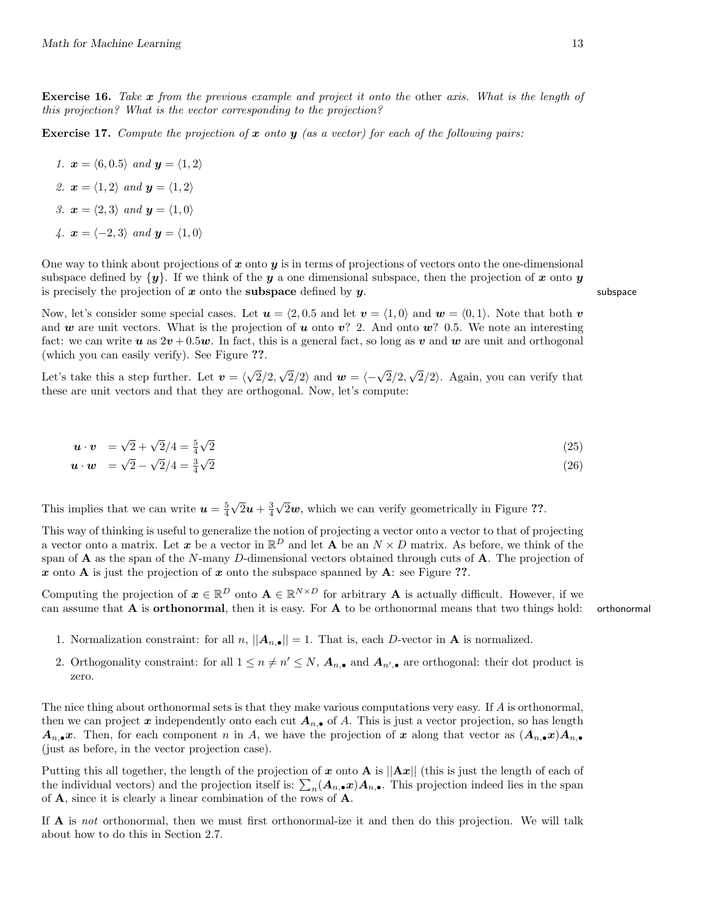**Exercise 16.** *Take $\boldsymbol{x}$ from the previous example and project it onto the* other *axis. What is the length of this projection? What is the vector corresponding to the projection?*

**Exercise 17.** *Compute the projection of $\boldsymbol{x}$ onto $\boldsymbol{y}$ (as a vector) for each of the following pairs:*

1. $\boldsymbol{x} = \langle 6, 0.5 \rangle$ *and* $\boldsymbol{y} = \langle 1, 2 \rangle$
2. $\boldsymbol{x} = \langle 1, 2 \rangle$ *and* $\boldsymbol{y} = \langle 1, 2 \rangle$
3. $\boldsymbol{x} = \langle 2, 3 \rangle$ *and* $\boldsymbol{y} = \langle 1, 0 \rangle$
4. $\boldsymbol{x} = \langle -2, 3 \rangle$ *and* $\boldsymbol{y} = \langle 1, 0 \rangle$

One way to think about projections of $\boldsymbol{x}$ onto $\boldsymbol{y}$ is in terms of projections of vectors onto the one-dimensional subspace defined by $\{\boldsymbol{y}\}$. If we think of the $\boldsymbol{y}$ a one dimensional subspace, then the projection of $\boldsymbol{x}$ onto $\boldsymbol{y}$ is precisely the projection of $\boldsymbol{x}$ onto the **subspace** defined by $\boldsymbol{y}$.

subspace

Now, let's consider some special cases. Let $\boldsymbol{u} = \langle 2, 0.5$ and let $\boldsymbol{v} = \langle 1, 0 \rangle$ and $\boldsymbol{w} = \langle 0, 1 \rangle$. Note that both $\boldsymbol{v}$ and $\boldsymbol{w}$ are unit vectors. What is the projection of $\boldsymbol{u}$ onto $\boldsymbol{v}$? 2. And onto $\boldsymbol{w}$? 0.5. We note an interesting fact: we can write $\boldsymbol{u}$ as $2\boldsymbol{v} + 0.5\boldsymbol{w}$. In fact, this is a general fact, so long as $\boldsymbol{v}$ and $\boldsymbol{w}$ are unit and orthogonal (which you can easily verify). See Figure ??.

Let's take this a step further. Let $\boldsymbol{v} = \langle \sqrt{2}/2, \sqrt{2}/2 \rangle$ and $\boldsymbol{w} = \langle -\sqrt{2}/2, \sqrt{2}/2 \rangle$. Again, you can verify that these are unit vectors and that they are orthogonal. Now, let's compute:

$$\boldsymbol{u} \cdot \boldsymbol{v} = \sqrt{2} + \sqrt{2}/4 = \tfrac{5}{4}\sqrt{2} \tag{25}$$

$$\boldsymbol{u} \cdot \boldsymbol{w} = \sqrt{2} - \sqrt{2}/4 = \tfrac{3}{4}\sqrt{2} \tag{26}$$

This implies that we can write $\boldsymbol{u} = \frac{5}{4}\sqrt{2}\boldsymbol{u} + \frac{3}{4}\sqrt{2}\boldsymbol{w}$, which we can verify geometrically in Figure ??.

This way of thinking is useful to generalize the notion of projecting a vector onto a vector to that of projecting a vector onto a matrix. Let $\boldsymbol{x}$ be a vector in $\mathbb{R}^D$ and let $\mathbf{A}$ be an $N \times D$ matrix. As before, we think of the span of $\mathbf{A}$ as the span of the $N$-many $D$-dimensional vectors obtained through cuts of $\mathbf{A}$. The projection of $\boldsymbol{x}$ onto $\mathbf{A}$ is just the projection of $\boldsymbol{x}$ onto the subspace spanned by $\mathbf{A}$: see Figure ??.

Computing the projection of $\boldsymbol{x} \in \mathbb{R}^D$ onto $\mathbf{A} \in \mathbb{R}^{N \times D}$ for arbitrary $\mathbf{A}$ is actually difficult. However, if we can assume that $\mathbf{A}$ is **orthonormal**, then it is easy. For $\mathbf{A}$ to be orthonormal means that two things hold:

orthonormal

1. Normalization constraint: for all $n$, $||\boldsymbol{A}_{n,\bullet}|| = 1$. That is, each $D$-vector in $\mathbf{A}$ is normalized.
2. Orthogonality constraint: for all $1 \leq n \neq n' \leq N$, $\boldsymbol{A}_{n,\bullet}$ and $\boldsymbol{A}_{n',\bullet}$ are orthogonal: their dot product is zero.

The nice thing about orthonormal sets is that they make various computations very easy. If $A$ is orthonormal, then we can project $\boldsymbol{x}$ independently onto each cut $\boldsymbol{A}_{n,\bullet}$ of $A$. This is just a vector projection, so has length $\boldsymbol{A}_{n,\bullet}\boldsymbol{x}$. Then, for each component $n$ in $A$, we have the projection of $\boldsymbol{x}$ along that vector as $(\boldsymbol{A}_{n,\bullet}\boldsymbol{x})\boldsymbol{A}_{n,\bullet}$ (just as before, in the vector projection case).

Putting this all together, the length of the projection of $\boldsymbol{x}$ onto $\mathbf{A}$ is $||\mathbf{A}\boldsymbol{x}||$ (this is just the length of each of the individual vectors) and the projection itself is: $\sum_n (\boldsymbol{A}_{n,\bullet}\boldsymbol{x})\boldsymbol{A}_{n,\bullet}$. This projection indeed lies in the span of $\mathbf{A}$, since it is clearly a linear combination of the rows of $\mathbf{A}$.

If $\mathbf{A}$ is *not* orthonormal, then we must first orthonormal-ize it and then do this projection. We will talk about how to do this in Section 2.7.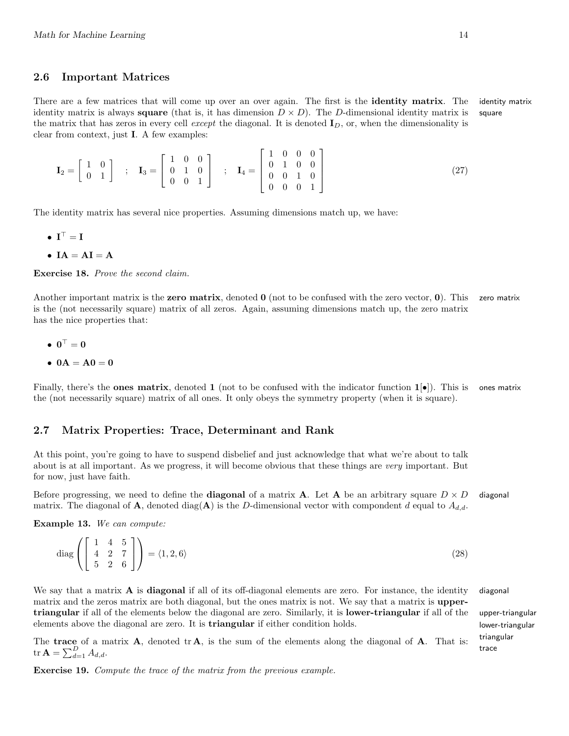## 2.6 Important Matrices

There are a few matrices that will come up over an over again. The first is the **identity matrix**. The identity matrix is always **square** (that is, it has dimension $D \times D$). The $D$-dimensional identity matrix is the matrix that has zeros in every cell *except* the diagonal. It is denoted $\mathbf{I}_D$, or, when the dimensionality is clear from context, just $\mathbf{I}$. A few examples:

$$\mathbf{I}_2 = \left[\begin{array}{cc} 1 & 0 \\ 0 & 1 \end{array}\right] \quad ; \quad \mathbf{I}_3 = \left[\begin{array}{ccc} 1 & 0 & 0 \\ 0 & 1 & 0 \\ 0 & 0 & 1 \end{array}\right] \quad ; \quad \mathbf{I}_4 = \left[\begin{array}{cccc} 1 & 0 & 0 & 0 \\ 0 & 1 & 0 & 0 \\ 0 & 0 & 1 & 0 \\ 0 & 0 & 0 & 1 \end{array}\right] \tag{27}$$

The identity matrix has several nice properties. Assuming dimensions match up, we have:

- $\mathbf{I}^\top = \mathbf{I}$
- $\mathbf{IA} = \mathbf{AI} = \mathbf{A}$

**Exercise 18.** *Prove the second claim.*

Another important matrix is the **zero matrix**, denoted $\mathbf{0}$ (not to be confused with the zero vector, $\mathbf{0}$). This is the (not necessarily square) matrix of all zeros. Again, assuming dimensions match up, the zero matrix has the nice properties that:

- $\mathbf{0}^\top = \mathbf{0}$
- $\mathbf{0A} = \mathbf{A0} = \mathbf{0}$

Finally, there's the **ones matrix**, denoted $\mathbf{1}$ (not to be confused with the indicator function $\mathbf{1}[\bullet]$). This is the (not necessarily square) matrix of all ones. It only obeys the symmetry property (when it is square).

## 2.7 Matrix Properties: Trace, Determinant and Rank

At this point, you're going to have to suspend disbelief and just acknowledge that what we're about to talk about is at all important. As we progress, it will become obvious that these things are *very* important. But for now, just have faith.

Before progressing, we need to define the **diagonal** of a matrix $\mathbf{A}$. Let $\mathbf{A}$ be an arbitrary square $D \times D$ matrix. The diagonal of $\mathbf{A}$, denoted $\text{diag}(\mathbf{A})$ is the $D$-dimensional vector with compondent $d$ equal to $A_{d,d}$.

**Example 13.** *We can compute:*

$$\text{diag}\left(\left[\begin{array}{ccc} 1 & 4 & 5 \\ 4 & 2 & 7 \\ 5 & 2 & 6 \end{array}\right]\right) = \langle 1, 2, 6 \rangle \tag{28}$$

We say that a matrix $\mathbf{A}$ is **diagonal** if all of its off-diagonal elements are zero. For instance, the identity matrix and the zeros matrix are both diagonal, but the ones matrix is not. We say that a matrix is **upper-triangular** if all of the elements below the diagonal are zero. Similarly, it is **lower-triangular** if all of the elements above the diagonal are zero. It is **triangular** if either condition holds.

The **trace** of a matrix $\mathbf{A}$, denoted $\text{tr}\,\mathbf{A}$, is the sum of the elements along the diagonal of $\mathbf{A}$. That is: $\text{tr}\,\mathbf{A} = \sum_{d=1}^{D} A_{d,d}$.

**Exercise 19.** *Compute the trace of the matrix from the previous example.*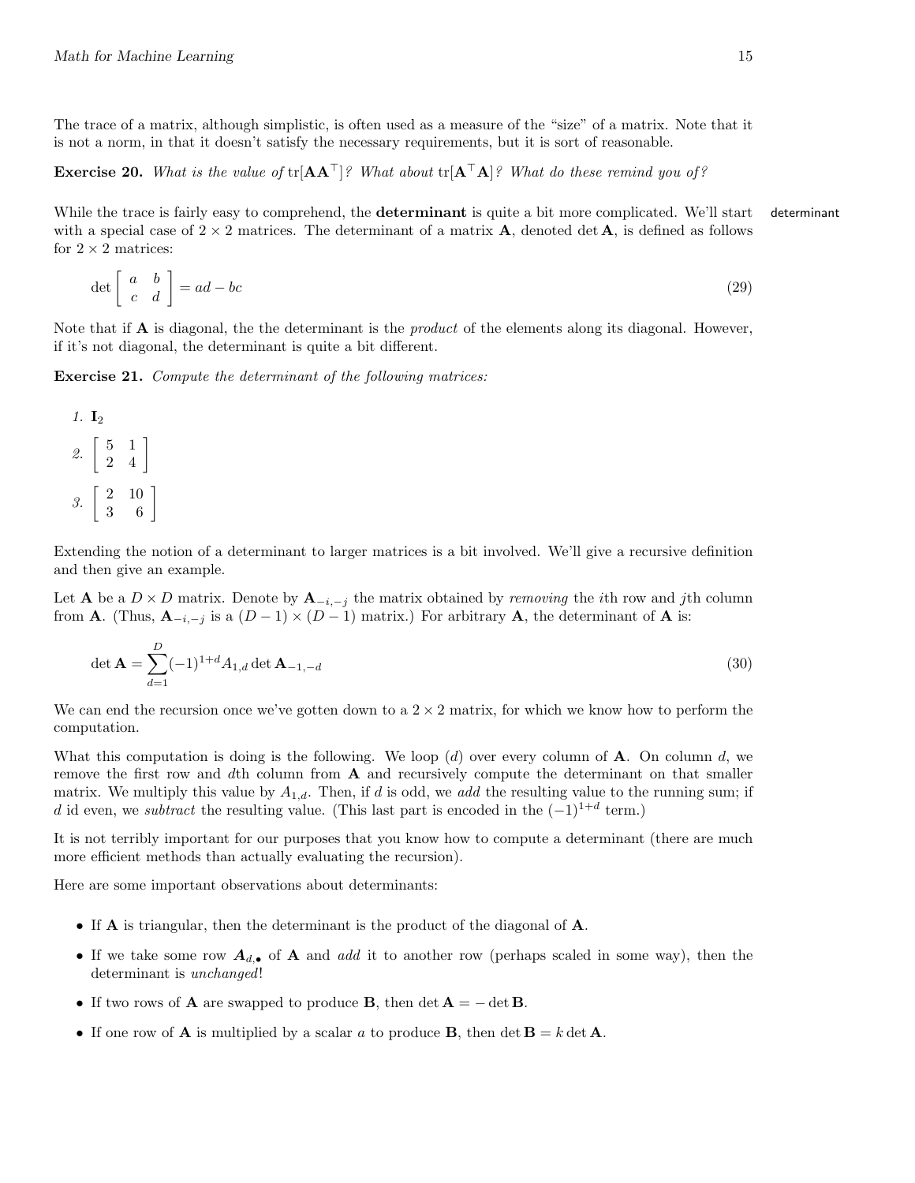The trace of a matrix, although simplistic, is often used as a measure of the "size" of a matrix. Note that it is not a norm, in that it doesn't satisfy the necessary requirements, but it is sort of reasonable.

**Exercise 20.** *What is the value of* $\text{tr}[\mathbf{A}\mathbf{A}^\top]$*? What about* $\text{tr}[\mathbf{A}^\top\mathbf{A}]$*? What do these remind you of?*

While the trace is fairly easy to comprehend, the **determinant** is quite a bit more complicated. We'll start with a special case of $2 \times 2$ matrices. The determinant of a matrix $\mathbf{A}$, denoted $\det \mathbf{A}$, is defined as follows for $2 \times 2$ matrices:

determinant

$$\det \begin{bmatrix} a & b \\ c & d \end{bmatrix} = ad - bc \tag{29}$$

Note that if $\mathbf{A}$ is diagonal, the the determinant is the *product* of the elements along its diagonal. However, if it's not diagonal, the determinant is quite a bit different.

**Exercise 21.** *Compute the determinant of the following matrices:*

1. $\mathbf{I}_2$
2. $\begin{bmatrix} 5 & 1 \\ 2 & 4 \end{bmatrix}$
3. $\begin{bmatrix} 2 & 10 \\ 3 & 6 \end{bmatrix}$

Extending the notion of a determinant to larger matrices is a bit involved. We'll give a recursive definition and then give an example.

Let $\mathbf{A}$ be a $D \times D$ matrix. Denote by $\mathbf{A}_{-i,-j}$ the matrix obtained by *removing* the $i$th row and $j$th column from $\mathbf{A}$. (Thus, $\mathbf{A}_{-i,-j}$ is a $(D-1) \times (D-1)$ matrix.) For arbitrary $\mathbf{A}$, the determinant of $\mathbf{A}$ is:

$$\det \mathbf{A} = \sum_{d=1}^{D} (-1)^{1+d} A_{1,d} \det \mathbf{A}_{-1,-d} \tag{30}$$

We can end the recursion once we've gotten down to a $2 \times 2$ matrix, for which we know how to perform the computation.

What this computation is doing is the following. We loop ($d$) over every column of $\mathbf{A}$. On column $d$, we remove the first row and $d$th column from $\mathbf{A}$ and recursively compute the determinant on that smaller matrix. We multiply this value by $A_{1,d}$. Then, if $d$ is odd, we *add* the resulting value to the running sum; if $d$ id even, we *subtract* the resulting value. (This last part is encoded in the $(-1)^{1+d}$ term.)

It is not terribly important for our purposes that you know how to compute a determinant (there are much more efficient methods than actually evaluating the recursion).

Here are some important observations about determinants:

- If $\mathbf{A}$ is triangular, then the determinant is the product of the diagonal of $\mathbf{A}$.
- If we take some row $\boldsymbol{A}_{d,\bullet}$ of $\mathbf{A}$ and *add* it to another row (perhaps scaled in some way), then the determinant is *unchanged*!
- If two rows of $\mathbf{A}$ are swapped to produce $\mathbf{B}$, then $\det \mathbf{A} = -\det \mathbf{B}$.
- If one row of $\mathbf{A}$ is multiplied by a scalar $a$ to produce $\mathbf{B}$, then $\det \mathbf{B} = k \det \mathbf{A}$.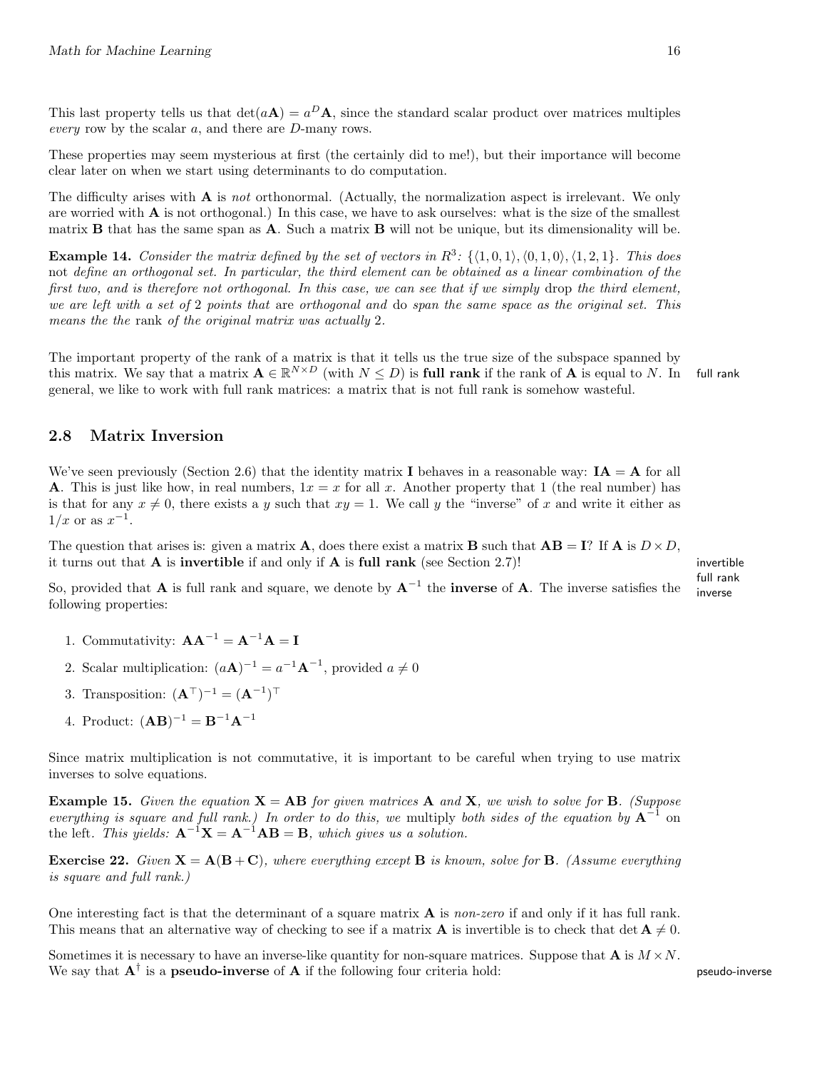This last property tells us that $\det(a\mathbf{A}) = a^D\mathbf{A}$, since the standard scalar product over matrices multiples *every* row by the scalar $a$, and there are $D$-many rows.

These properties may seem mysterious at first (the certainly did to me!), but their importance will become clear later on when we start using determinants to do computation.

The difficulty arises with $\mathbf{A}$ is *not* orthonormal. (Actually, the normalization aspect is irrelevant. We only are worried with $\mathbf{A}$ is not orthogonal.) In this case, we have to ask ourselves: what is the size of the smallest matrix $\mathbf{B}$ that has the same span as $\mathbf{A}$. Such a matrix $\mathbf{B}$ will not be unique, but its dimensionality will be.

**Example 14.** *Consider the matrix defined by the set of vectors in $R^3$: $\{\langle 1,0,1\rangle, \langle 0,1,0\rangle, \langle 1,2,1\}$. This does* not *define an orthogonal set. In particular, the third element can be obtained as a linear combination of the first two, and is therefore not orthogonal. In this case, we can see that if we simply* drop *the third element, we are left with a set of 2 points that* are *orthogonal and* do *span the same space as the original set. This means the the* rank *of the original matrix was actually 2.*

The important property of the rank of a matrix is that it tells us the true size of the subspace spanned by this matrix. We say that a matrix $\mathbf{A} \in \mathbb{R}^{N\times D}$ (with $N \leq D$) is **full rank** if the rank of $\mathbf{A}$ is equal to $N$. In general, we like to work with full rank matrices: a matrix that is not full rank is somehow wasteful.

## 2.8 Matrix Inversion

We've seen previously (Section 2.6) that the identity matrix $\mathbf{I}$ behaves in a reasonable way: $\mathbf{IA} = \mathbf{A}$ for all $\mathbf{A}$. This is just like how, in real numbers, $1x = x$ for all $x$. Another property that 1 (the real number) has is that for any $x \neq 0$, there exists a $y$ such that $xy = 1$. We call $y$ the "inverse" of $x$ and write it either as $1/x$ or as $x^{-1}$.

The question that arises is: given a matrix $\mathbf{A}$, does there exist a matrix $\mathbf{B}$ such that $\mathbf{AB} = \mathbf{I}$? If $\mathbf{A}$ is $D\times D$, it turns out that $\mathbf{A}$ is **invertible** if and only if $\mathbf{A}$ is **full rank** (see Section 2.7)!

So, provided that $\mathbf{A}$ is full rank and square, we denote by $\mathbf{A}^{-1}$ the **inverse** of $\mathbf{A}$. The inverse satisfies the following properties:

1. Commutativity: $\mathbf{A}\mathbf{A}^{-1} = \mathbf{A}^{-1}\mathbf{A} = \mathbf{I}$
2. Scalar multiplication: $(a\mathbf{A})^{-1} = a^{-1}\mathbf{A}^{-1}$, provided $a \neq 0$
3. Transposition: $(\mathbf{A}^\top)^{-1} = (\mathbf{A}^{-1})^\top$
4. Product: $(\mathbf{AB})^{-1} = \mathbf{B}^{-1}\mathbf{A}^{-1}$

Since matrix multiplication is not commutative, it is important to be careful when trying to use matrix inverses to solve equations.

**Example 15.** *Given the equation $\mathbf{X} = \mathbf{AB}$ for given matrices $\mathbf{A}$ and $\mathbf{X}$, we wish to solve for $\mathbf{B}$. (Suppose everything is square and full rank.) In order to do this, we* multiply *both sides of the equation by $\mathbf{A}^{-1}$* on the left. *This yields: $\mathbf{A}^{-1}\mathbf{X} = \mathbf{A}^{-1}\mathbf{AB} = \mathbf{B}$, which gives us a solution.*

**Exercise 22.** *Given $\mathbf{X} = \mathbf{A}(\mathbf{B}+\mathbf{C})$, where everything except $\mathbf{B}$ is known, solve for $\mathbf{B}$. (Assume everything is square and full rank.)*

One interesting fact is that the determinant of a square matrix $\mathbf{A}$ is *non-zero* if and only if it has full rank. This means that an alternative way of checking to see if a matrix $\mathbf{A}$ is invertible is to check that $\det \mathbf{A} \neq 0$.

Sometimes it is necessary to have an inverse-like quantity for non-square matrices. Suppose that $\mathbf{A}$ is $M\times N$. We say that $\mathbf{A}^\dagger$ is a **pseudo-inverse** of $\mathbf{A}$ if the following four criteria hold: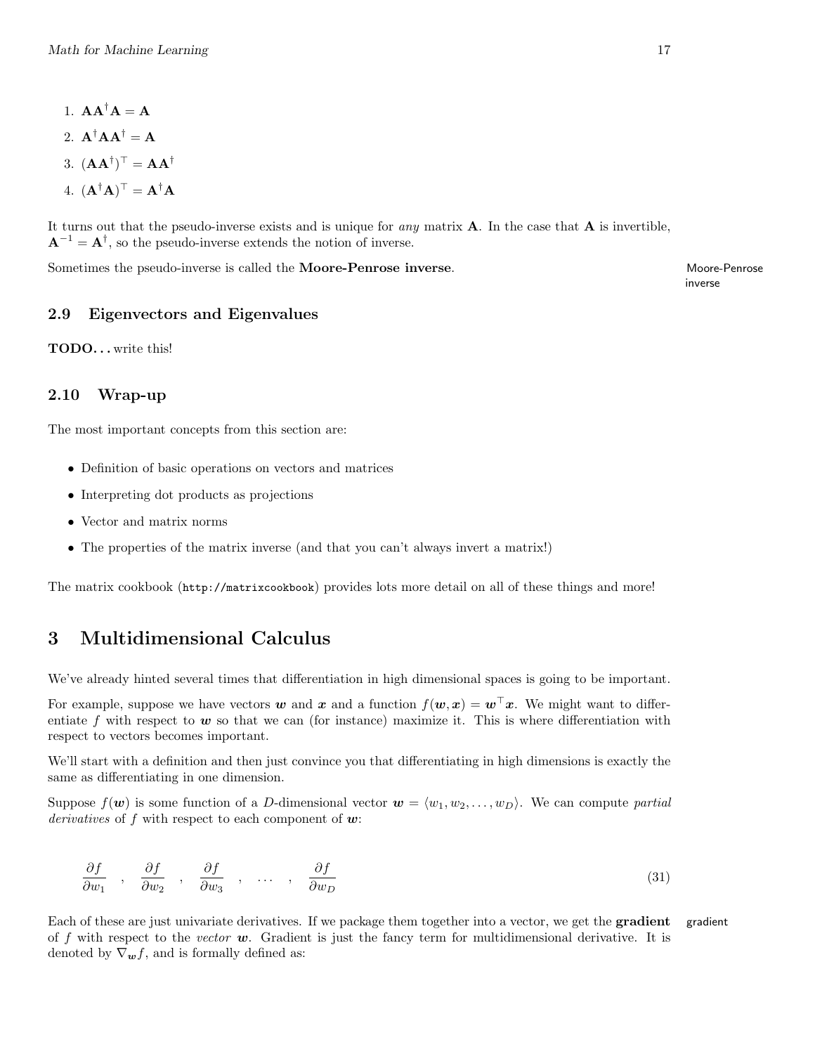1. $\mathbf{A}\mathbf{A}^\dagger\mathbf{A} = \mathbf{A}$
2. $\mathbf{A}^\dagger\mathbf{A}\mathbf{A}^\dagger = \mathbf{A}$
3. $(\mathbf{A}\mathbf{A}^\dagger)^\top = \mathbf{A}\mathbf{A}^\dagger$
4. $(\mathbf{A}^\dagger\mathbf{A})^\top = \mathbf{A}^\dagger\mathbf{A}$

It turns out that the pseudo-inverse exists and is unique for *any* matrix $\mathbf{A}$. In the case that $\mathbf{A}$ is invertible, $\mathbf{A}^{-1} = \mathbf{A}^\dagger$, so the pseudo-inverse extends the notion of inverse.

Sometimes the pseudo-inverse is called the **Moore-Penrose inverse**.

Moore-Penrose inverse

### 2.9 Eigenvectors and Eigenvalues

**TODO. . .** write this!

### 2.10 Wrap-up

The most important concepts from this section are:

- Definition of basic operations on vectors and matrices
- Interpreting dot products as projections
- Vector and matrix norms
- The properties of the matrix inverse (and that you can't always invert a matrix!)

The matrix cookbook (`http://matrixcookbook`) provides lots more detail on all of these things and more!

## 3 Multidimensional Calculus

We've already hinted several times that differentiation in high dimensional spaces is going to be important.

For example, suppose we have vectors $\boldsymbol{w}$ and $\boldsymbol{x}$ and a function $f(\boldsymbol{w}, \boldsymbol{x}) = \boldsymbol{w}^\top\boldsymbol{x}$. We might want to differentiate $f$ with respect to $\boldsymbol{w}$ so that we can (for instance) maximize it. This is where differentiation with respect to vectors becomes important.

We'll start with a definition and then just convince you that differentiating in high dimensions is exactly the same as differentiating in one dimension.

Suppose $f(\boldsymbol{w})$ is some function of a $D$-dimensional vector $\boldsymbol{w} = \langle w_1, w_2, \ldots, w_D \rangle$. We can compute *partial derivatives* of $f$ with respect to each component of $\boldsymbol{w}$:

$$\frac{\partial f}{\partial w_1} \quad , \quad \frac{\partial f}{\partial w_2} \quad , \quad \frac{\partial f}{\partial w_3} \quad , \quad \cdots \quad , \quad \frac{\partial f}{\partial w_D} \tag{31}$$

Each of these are just univariate derivatives. If we package them together into a vector, we get the **gradient** of $f$ with respect to the *vector* $\boldsymbol{w}$. Gradient is just the fancy term for multidimensional derivative. It is denoted by $\nabla_{\boldsymbol{w}} f$, and is formally defined as:

gradient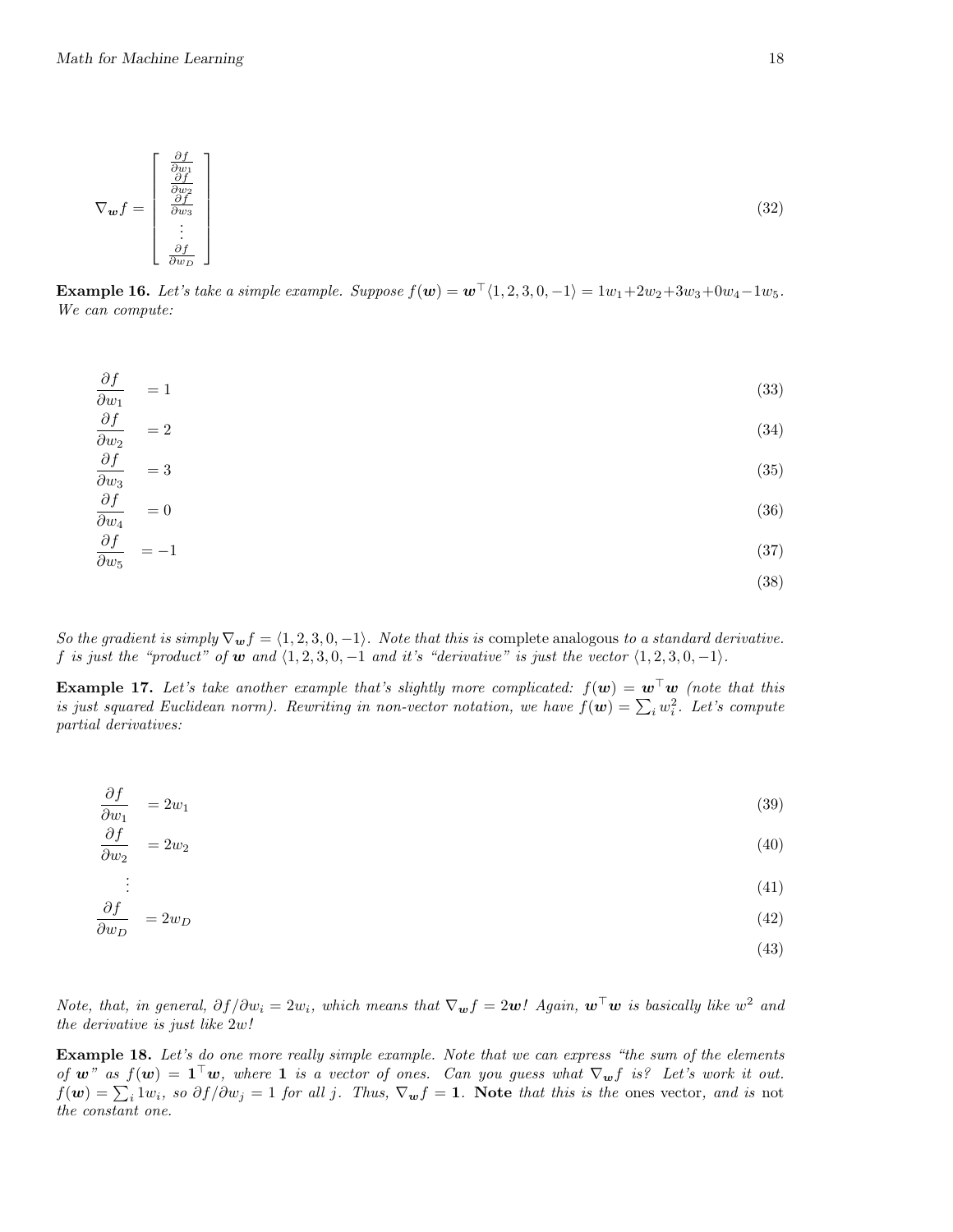$$
\nabla_{\boldsymbol{w}} f = \begin{bmatrix} \frac{\partial f}{\partial w_1} \\ \frac{\partial f}{\partial w_2} \\ \frac{\partial f}{\partial w_3} \\ \vdots \\ \frac{\partial f}{\partial w_D} \end{bmatrix} \tag{32}
$$

**Example 16.** *Let's take a simple example. Suppose $f(\boldsymbol{w}) = \boldsymbol{w}^\top \langle 1, 2, 3, 0, -1 \rangle = 1w_1 + 2w_2 + 3w_3 + 0w_4 - 1w_5$. We can compute:*

$$
\begin{aligned}
\frac{\partial f}{\partial w_1} &= 1 && (33) \\
\frac{\partial f}{\partial w_2} &= 2 && (34) \\
\frac{\partial f}{\partial w_3} &= 3 && (35) \\
\frac{\partial f}{\partial w_4} &= 0 && (36) \\
\frac{\partial f}{\partial w_5} &= -1 && (37) \\
& && (38)
\end{aligned}
$$

*So the gradient is simply $\nabla_{\boldsymbol{w}} f = \langle 1, 2, 3, 0, -1 \rangle$. Note that this is* complete analogous *to a standard derivative. $f$ is just the "product" of $\boldsymbol{w}$ and $\langle 1, 2, 3, 0, -1$ and it's "derivative" is just the vector $\langle 1, 2, 3, 0, -1 \rangle$.*

**Example 17.** *Let's take another example that's slightly more complicated: $f(\boldsymbol{w}) = \boldsymbol{w}^\top \boldsymbol{w}$ (note that this is just squared Euclidean norm). Rewriting in non-vector notation, we have $f(\boldsymbol{w}) = \sum_i w_i^2$. Let's compute partial derivatives:*

$$
\begin{aligned}
\frac{\partial f}{\partial w_1} &= 2w_1 && (39) \\
\frac{\partial f}{\partial w_2} &= 2w_2 && (40) \\
&\vdots && (41) \\
\frac{\partial f}{\partial w_D} &= 2w_D && (42) \\
& && (43)
\end{aligned}
$$

*Note, that, in general, $\partial f / \partial w_i = 2w_i$, which means that $\nabla_{\boldsymbol{w}} f = 2\boldsymbol{w}$! Again, $\boldsymbol{w}^\top \boldsymbol{w}$ is basically like $w^2$ and the derivative is just like $2w$!*

**Example 18.** *Let's do one more really simple example. Note that we can express "the sum of the elements of $\boldsymbol{w}$" as $f(\boldsymbol{w}) = \boldsymbol{1}^\top \boldsymbol{w}$, where $\boldsymbol{1}$ is a vector of ones. Can you guess what $\nabla_{\boldsymbol{w}} f$ is? Let's work it out. $f(\boldsymbol{w}) = \sum_i 1w_i$, so $\partial f / \partial w_j = 1$ for all $j$. Thus, $\nabla_{\boldsymbol{w}} f = \boldsymbol{1}$.* **Note** *that this is the* ones vector, *and is* not *the constant one.*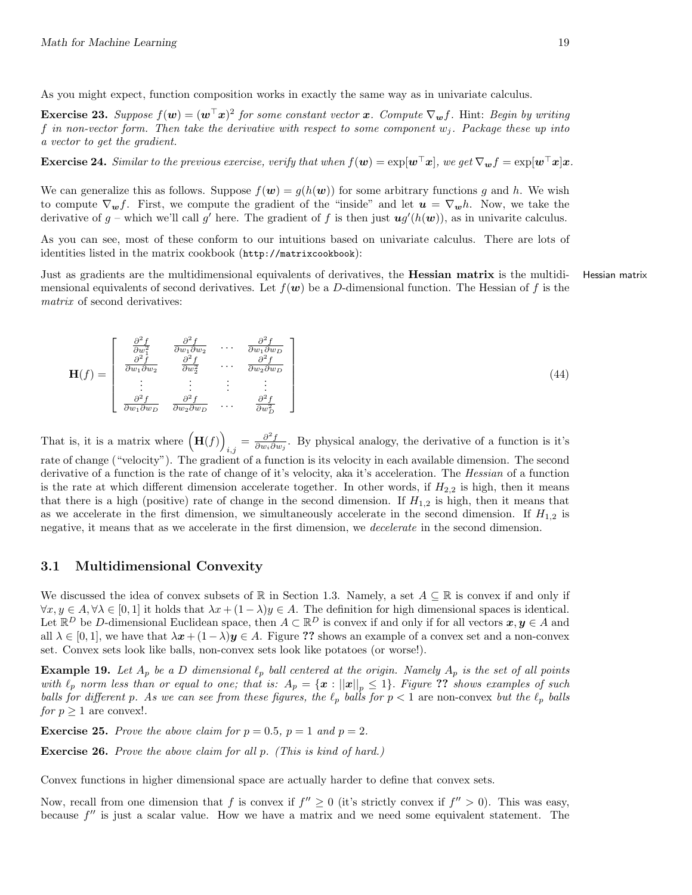As you might expect, function composition works in exactly the same way as in univariate calculus.

**Exercise 23.** *Suppose $f(\boldsymbol{w}) = (\boldsymbol{w}^\top \boldsymbol{x})^2$ for some constant vector $\boldsymbol{x}$. Compute $\nabla_{\boldsymbol{w}} f$.* Hint: *Begin by writing $f$ in non-vector form. Then take the derivative with respect to some component $w_j$. Package these up into a vector to get the gradient.*

**Exercise 24.** *Similar to the previous exercise, verify that when $f(\boldsymbol{w}) = \exp[\boldsymbol{w}^\top \boldsymbol{x}]$, we get $\nabla_{\boldsymbol{w}} f = \exp[\boldsymbol{w}^\top \boldsymbol{x}]\boldsymbol{x}$.*

We can generalize this as follows. Suppose $f(\boldsymbol{w}) = g(h(\boldsymbol{w}))$ for some arbitrary functions $g$ and $h$. We wish to compute $\nabla_{\boldsymbol{w}} f$. First, we compute the gradient of the "inside" and let $\boldsymbol{u} = \nabla_{\boldsymbol{w}} h$. Now, we take the derivative of $g$ – which we'll call $g'$ here. The gradient of $f$ is then just $\boldsymbol{u} g'(h(\boldsymbol{w}))$, as in univarite calculus.

As you can see, most of these conform to our intuitions based on univariate calculus. There are lots of identities listed in the matrix cookbook (`http://matrixcookbook`):

Just as gradients are the multidimensional equivalents of derivatives, the **Hessian matrix** is the multidimensional equivalents of second derivatives. Let $f(\boldsymbol{w})$ be a $D$-dimensional function. The Hessian of $f$ is the *matrix* of second derivatives:

$$
\mathbf{H}(f) = \begin{bmatrix}
\frac{\partial^2 f}{\partial w_1^2} & \frac{\partial^2 f}{\partial w_1 \partial w_2} & \cdots & \frac{\partial^2 f}{\partial w_1 \partial w_D} \\
\frac{\partial^2 f}{\partial w_1 \partial w_2} & \frac{\partial^2 f}{\partial w_2^2} & \cdots & \frac{\partial^2 f}{\partial w_2 \partial w_D} \\
\vdots & \vdots & \vdots & \vdots \\
\frac{\partial^2 f}{\partial w_1 \partial w_D} & \frac{\partial^2 f}{\partial w_2 \partial w_D} & \cdots & \frac{\partial^2 f}{\partial w_D^2}
\end{bmatrix} \tag{44}
$$

That is, it is a matrix where $\left(\mathbf{H}(f)\right)_{i,j} = \frac{\partial^2 f}{\partial w_i \partial w_j}$. By physical analogy, the derivative of a function is it's rate of change ("velocity"). The gradient of a function is its velocity in each available dimension. The second derivative of a function is the rate of change of it's velocity, aka it's acceleration. The *Hessian* of a function is the rate at which different dimension accelerate together. In other words, if $H_{2,2}$ is high, then it means that there is a high (positive) rate of change in the second dimension. If $H_{1,2}$ is high, then it means that as we accelerate in the first dimension, we simultaneously accelerate in the second dimension. If $H_{1,2}$ is negative, it means that as we accelerate in the first dimension, we *decelerate* in the second dimension.

## 3.1 Multidimensional Convexity

We discussed the idea of convex subsets of $\mathbb{R}$ in Section 1.3. Namely, a set $A \subseteq \mathbb{R}$ is convex if and only if $\forall x, y \in A, \forall \lambda \in [0, 1]$ it holds that $\lambda x + (1 - \lambda) y \in A$. The definition for high dimensional spaces is identical. Let $\mathbb{R}^D$ be $D$-dimensional Euclidean space, then $A \subset \mathbb{R}^D$ is convex if and only if for all vectors $\boldsymbol{x}, \boldsymbol{y} \in A$ and all $\lambda \in [0, 1]$, we have that $\lambda \boldsymbol{x} + (1 - \lambda) \boldsymbol{y} \in A$. Figure **??** shows an example of a convex set and a non-convex set. Convex sets look like balls, non-convex sets look like potatoes (or worse!).

**Example 19.** *Let $A_p$ be a $D$ dimensional $\ell_p$ ball centered at the origin. Namely $A_p$ is the set of all points with $\ell_p$ norm less than or equal to one; that is: $A_p = \{\boldsymbol{x} : ||\boldsymbol{x}||_p \leq 1\}$. Figure* **??** *shows examples of such balls for different $p$. As we can see from these figures, the $\ell_p$ balls for $p < 1$ are non-convex* but the *$\ell_p$ balls for $p \geq 1$ are convex!.*

**Exercise 25.** *Prove the above claim for $p = 0.5$, $p = 1$ and $p = 2$.*

**Exercise 26.** *Prove the above claim for all $p$. (This is kind of hard.)*

Convex functions in higher dimensional space are actually harder to define that convex sets.

Now, recall from one dimension that $f$ is convex if $f'' \geq 0$ (it's strictly convex if $f'' > 0$). This was easy, because $f''$ is just a scalar value. How we have a matrix and we need some equivalent statement. The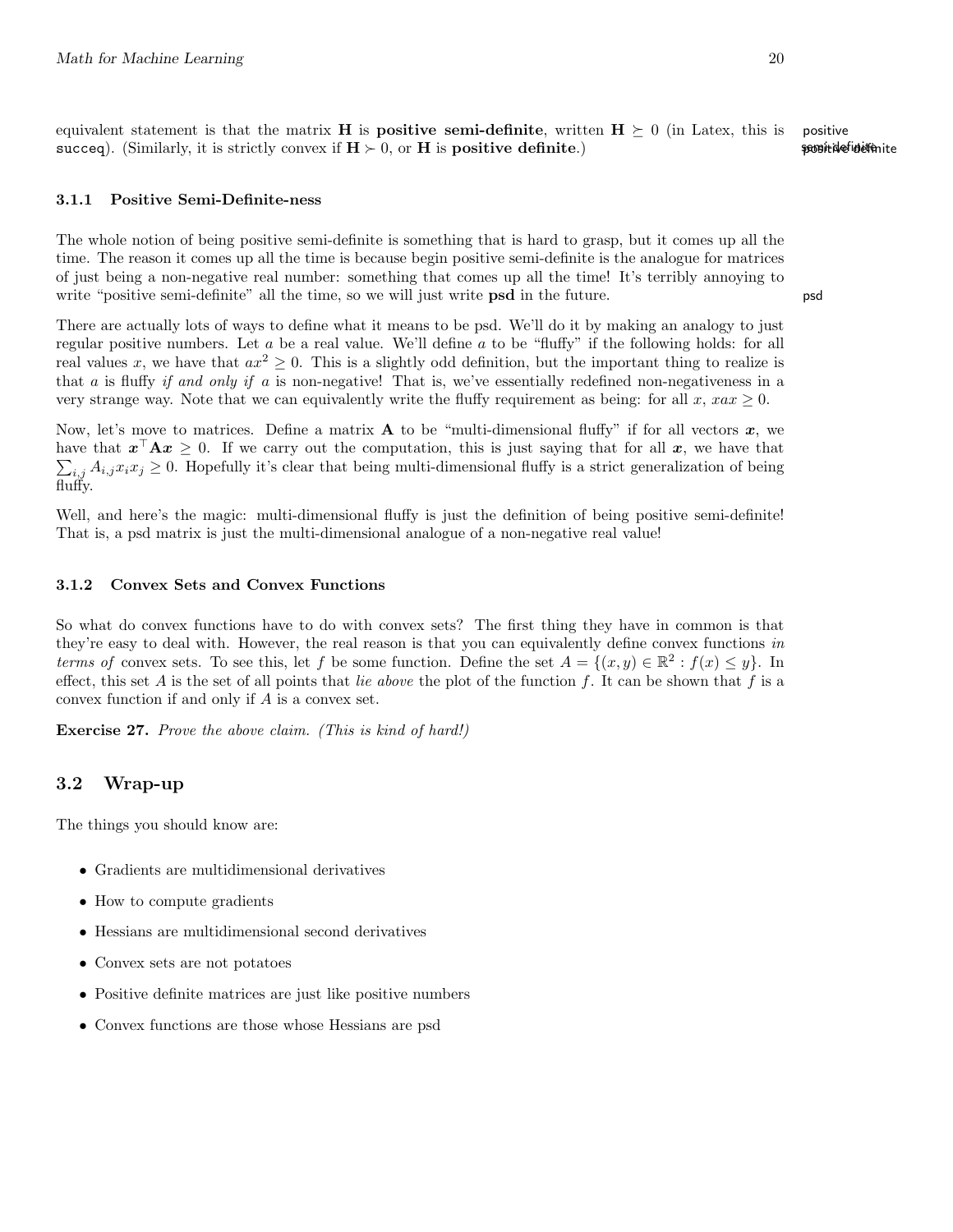equivalent statement is that the matrix $\mathbf{H}$ is **positive semi-definite**, written $\mathbf{H} \succeq 0$ (in Latex, this is `succeq`). (Similarly, it is strictly convex if $\mathbf{H} \succ 0$, or $\mathbf{H}$ is **positive definite**.)

positive semi-definite
positive definite

### 3.1.1 Positive Semi-Definite-ness

The whole notion of being positive semi-definite is something that is hard to grasp, but it comes up all the time. The reason it comes up all the time is because begin positive semi-definite is the analogue for matrices of just being a non-negative real number: something that comes up all the time! It's terribly annoying to write "positive semi-definite" all the time, so we will just write **psd** in the future.

psd

There are actually lots of ways to define what it means to be psd. We'll do it by making an analogy to just regular positive numbers. Let $a$ be a real value. We'll define $a$ to be "fluffy" if the following holds: for all real values $x$, we have that $ax^2 \geq 0$. This is a slightly odd definition, but the important thing to realize is that $a$ is fluffy *if and only if* $a$ is non-negative! That is, we've essentially redefined non-negativeness in a very strange way. Note that we can equivalently write the fluffy requirement as being: for all $x$, $xax \geq 0$.

Now, let's move to matrices. Define a matrix $\mathbf{A}$ to be "multi-dimensional fluffy" if for all vectors $\boldsymbol{x}$, we have that $\boldsymbol{x}^\top \mathbf{A} \boldsymbol{x} \geq 0$. If we carry out the computation, this is just saying that for all $\boldsymbol{x}$, we have that $\sum_{i,j} A_{i,j} x_i x_j \geq 0$. Hopefully it's clear that being multi-dimensional fluffy is a strict generalization of being fluffy.

Well, and here's the magic: multi-dimensional fluffy is just the definition of being positive semi-definite! That is, a psd matrix is just the multi-dimensional analogue of a non-negative real value!

### 3.1.2 Convex Sets and Convex Functions

So what do convex functions have to do with convex sets? The first thing they have in common is that they're easy to deal with. However, the real reason is that you can equivalently define convex functions *in terms of* convex sets. To see this, let $f$ be some function. Define the set $A = \{(x, y) \in \mathbb{R}^2 : f(x) \leq y\}$. In effect, this set $A$ is the set of all points that *lie above* the plot of the function $f$. It can be shown that $f$ is a convex function if and only if $A$ is a convex set.

**Exercise 27.** *Prove the above claim. (This is kind of hard!)*

## 3.2 Wrap-up

The things you should know are:

- Gradients are multidimensional derivatives
- How to compute gradients
- Hessians are multidimensional second derivatives
- Convex sets are not potatoes
- Positive definite matrices are just like positive numbers
- Convex functions are those whose Hessians are psd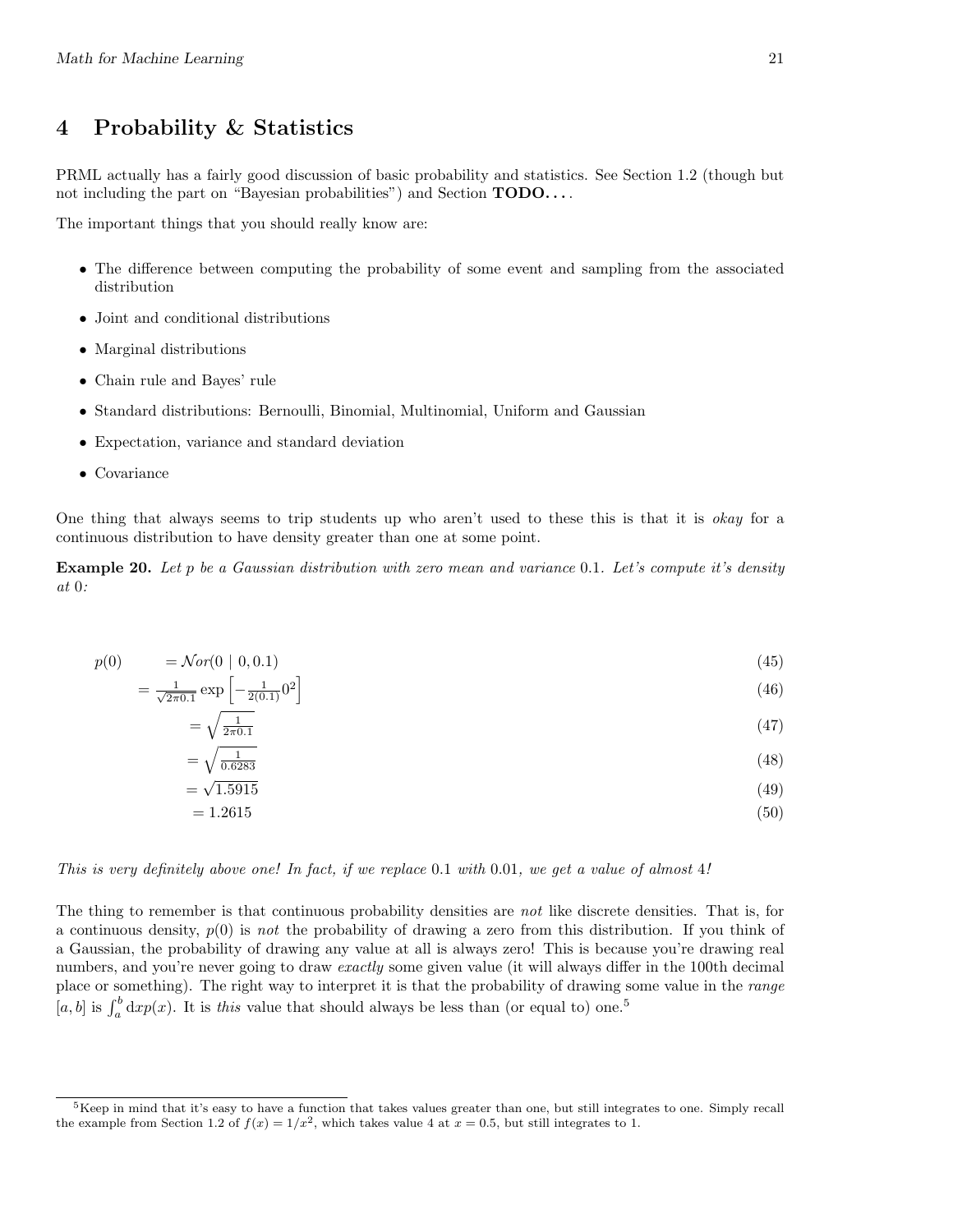# 4 Probability & Statistics

PRML actually has a fairly good discussion of basic probability and statistics. See Section 1.2 (though but not including the part on "Bayesian probabilities") and Section **TODO...**.

The important things that you should really know are:

- The difference between computing the probability of some event and sampling from the associated distribution
- Joint and conditional distributions
- Marginal distributions
- Chain rule and Bayes' rule
- Standard distributions: Bernoulli, Binomial, Multinomial, Uniform and Gaussian
- Expectation, variance and standard deviation
- Covariance

One thing that always seems to trip students up who aren't used to these this is that it is *okay* for a continuous distribution to have density greater than one at some point.

**Example 20.** *Let $p$ be a Gaussian distribution with zero mean and variance 0.1. Let's compute it's density at 0:*

$$
\begin{aligned}
p(0) &= \mathcal{N}or(0 \mid 0, 0.1) && (45)\\
&= \frac{1}{\sqrt{2\pi 0.1}} \exp\left[-\frac{1}{2(0.1)} 0^2\right] && (46)\\
&= \sqrt{\frac{1}{2\pi 0.1}} && (47)\\
&= \sqrt{\frac{1}{0.6283}} && (48)\\
&= \sqrt{1.5915} && (49)\\
&= 1.2615 && (50)
\end{aligned}
$$

*This is very definitely above one! In fact, if we replace 0.1 with 0.01, we get a value of almost 4!*

The thing to remember is that continuous probability densities are *not* like discrete densities. That is, for a continuous density, $p(0)$ is *not* the probability of drawing a zero from this distribution. If you think of a Gaussian, the probability of drawing any value at all is always zero! This is because you're drawing real numbers, and you're never going to draw *exactly* some given value (it will always differ in the 100th decimal place or something). The right way to interpret it is that the probability of drawing some value in the *range* $[a, b]$ is $\int_a^b \mathrm{d}x p(x)$. It is *this* value that should always be less than (or equal to) one.[5]

[5] Keep in mind that it's easy to have a function that takes values greater than one, but still integrates to one. Simply recall the example from Section 1.2 of $f(x) = 1/x^2$, which takes value 4 at $x = 0.5$, but still integrates to 1.